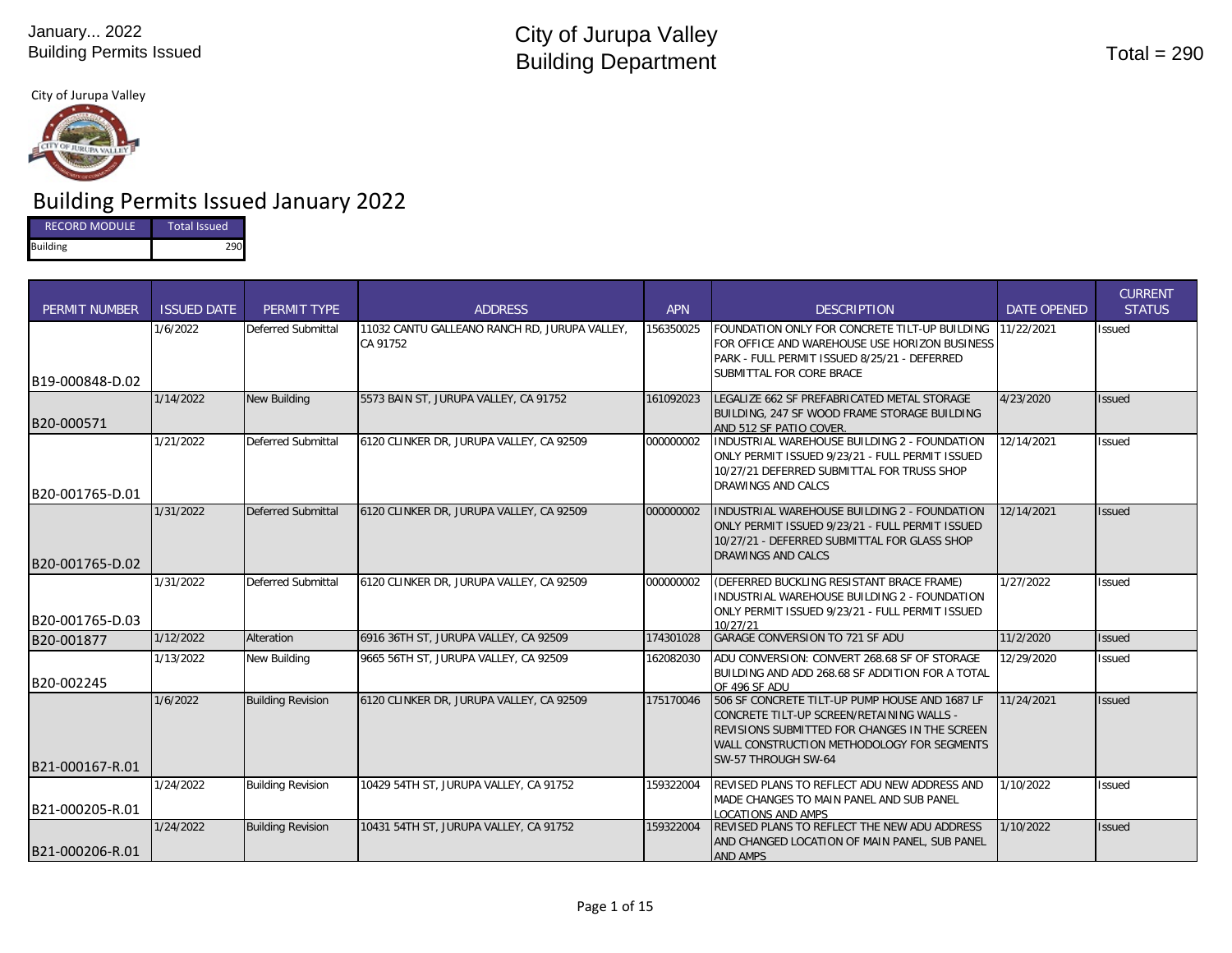January... 2022
Building Permits Issued

# City of Jurupa Valley
# Building Department

Total = 290

City of Jurupa Valley

## Building Permits Issued January 2022

| RECORD MODULE | Total Issued |
| --- | --- |
| Building | 290 |

| PERMIT NUMBER | ISSUED DATE | PERMIT TYPE | ADDRESS | APN | DESCRIPTION | DATE OPENED | CURRENT STATUS |
| --- | --- | --- | --- | --- | --- | --- | --- |
| B19-000848-D.02 | 1/6/2022 | Deferred Submittal | 11032 CANTU GALLEANO RANCH RD, JURUPA VALLEY, CA 91752 | 156350025 | FOUNDATION ONLY FOR CONCRETE TILT-UP BUILDING FOR OFFICE AND WAREHOUSE USE HORIZON BUSINESS PARK - FULL PERMIT ISSUED 8/25/21 - DEFERRED SUBMITTAL FOR CORE BRACE | 11/22/2021 | Issued |
| B20-000571 | 1/14/2022 | New Building | 5573 BAIN ST, JURUPA VALLEY, CA 91752 | 161092023 | LEGALIZE 662 SF PREFABRICATED METAL STORAGE BUILDING, 247 SF WOOD FRAME STORAGE BUILDING AND 512 SF PATIO COVER. | 4/23/2020 | Issued |
| B20-001765-D.01 | 1/21/2022 | Deferred Submittal | 6120 CLINKER DR, JURUPA VALLEY, CA 92509 | 000000002 | INDUSTRIAL WAREHOUSE BUILDING 2 - FOUNDATION ONLY PERMIT ISSUED 9/23/21 - FULL PERMIT ISSUED 10/27/21 DEFERRED SUBMITTAL FOR TRUSS SHOP DRAWINGS AND CALCS | 12/14/2021 | Issued |
| B20-001765-D.02 | 1/31/2022 | Deferred Submittal | 6120 CLINKER DR, JURUPA VALLEY, CA 92509 | 000000002 | INDUSTRIAL WAREHOUSE BUILDING 2 - FOUNDATION ONLY PERMIT ISSUED 9/23/21 - FULL PERMIT ISSUED 10/27/21 - DEFERRED SUBMITTAL FOR GLASS SHOP DRAWINGS AND CALCS | 12/14/2021 | Issued |
| B20-001765-D.03 | 1/31/2022 | Deferred Submittal | 6120 CLINKER DR, JURUPA VALLEY, CA 92509 | 000000002 | (DEFERRED BUCKLING RESISTANT BRACE FRAME) INDUSTRIAL WAREHOUSE BUILDING 2 - FOUNDATION ONLY PERMIT ISSUED 9/23/21 - FULL PERMIT ISSUED 10/27/21 | 1/27/2022 | Issued |
| B20-001877 | 1/12/2022 | Alteration | 6916 36TH ST, JURUPA VALLEY, CA 92509 | 174301028 | GARAGE CONVERSION TO 721 SF ADU | 11/2/2020 | Issued |
| B20-002245 | 1/13/2022 | New Building | 9665 56TH ST, JURUPA VALLEY, CA 92509 | 162082030 | ADU CONVERSION: CONVERT 268.68 SF OF STORAGE BUILDING AND ADD 268.68 SF ADDITION FOR A TOTAL OF 496 SF ADU | 12/29/2020 | Issued |
| B21-000167-R.01 | 1/6/2022 | Building Revision | 6120 CLINKER DR, JURUPA VALLEY, CA 92509 | 175170046 | 506 SF CONCRETE TILT-UP PUMP HOUSE AND 1687 LF CONCRETE TILT-UP SCREEN/RETAINING WALLS - REVISIONS SUBMITTED FOR CHANGES IN THE SCREEN WALL CONSTRUCTION METHODOLOGY FOR SEGMENTS SW-57 THROUGH SW-64 | 11/24/2021 | Issued |
| B21-000205-R.01 | 1/24/2022 | Building Revision | 10429 54TH ST, JURUPA VALLEY, CA 91752 | 159322004 | REVISED PLANS TO REFLECT ADU NEW ADDRESS AND MADE CHANGES TO MAIN PANEL AND SUB PANEL LOCATIONS AND AMPS | 1/10/2022 | Issued |
| B21-000206-R.01 | 1/24/2022 | Building Revision | 10431 54TH ST, JURUPA VALLEY, CA 91752 | 159322004 | REVISED PLANS TO REFLECT THE NEW ADU ADDRESS AND CHANGED LOCATION OF MAIN PANEL, SUB PANEL AND AMPS | 1/10/2022 | Issued |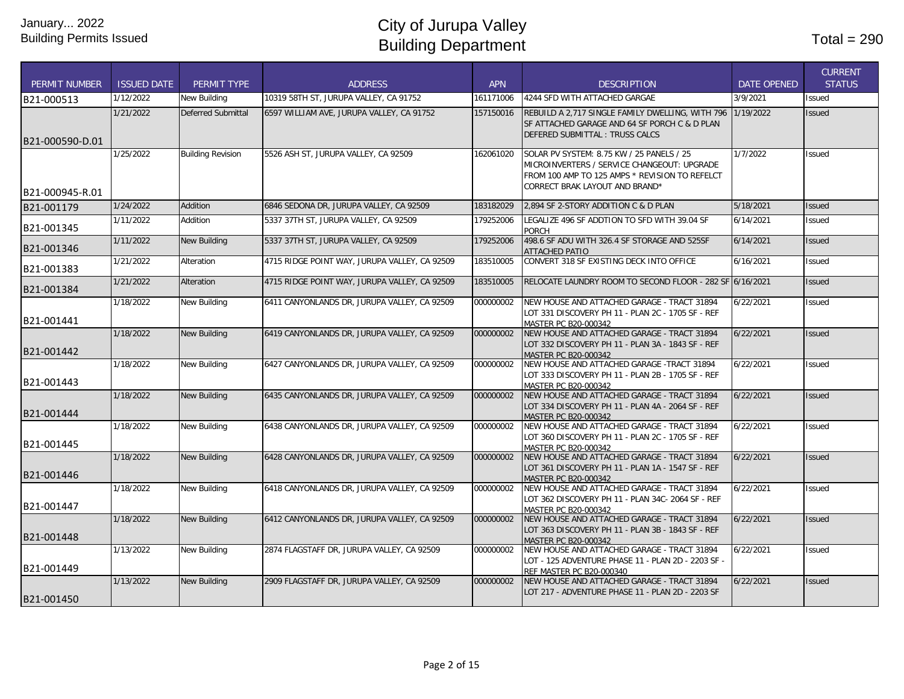January... 2022
Building Permits Issued

# City of Jurupa Valley
## Building Department

Total = 290

| PERMIT NUMBER | ISSUED DATE | PERMIT TYPE | ADDRESS | APN | DESCRIPTION | DATE OPENED | CURRENT STATUS |
|---|---|---|---|---|---|---|---|
| B21-000513 | 1/12/2022 | New Building | 10319 58TH ST, JURUPA VALLEY, CA 91752 | 161171006 | 4244 SFD WITH ATTACHED GARGAE | 3/9/2021 | Issued |
| B21-000590-D.01 | 1/21/2022 | Deferred Submittal | 6597 WILLIAM AVE, JURUPA VALLEY, CA 91752 | 157150016 | REBUILD A 2,717 SINGLE FAMILY DWELLING, WITH 796 SF ATTACHED GARAGE AND 64 SF PORCH C & D PLAN DEFERED SUBMITTAL : TRUSS CALCS | 1/19/2022 | Issued |
| B21-000945-R.01 | 1/25/2022 | Building Revision | 5526 ASH ST, JURUPA VALLEY, CA 92509 | 162061020 | SOLAR PV SYSTEM: 8.75 KW / 25 PANELS / 25 MICROINVERTERS / SERVICE CHANGEOUT: UPGRADE FROM 100 AMP TO 125 AMPS * REVISION TO REFELCT CORRECT BRAK LAYOUT AND BRAND* | 1/7/2022 | Issued |
| B21-001179 | 1/24/2022 | Addition | 6846 SEDONA DR, JURUPA VALLEY, CA 92509 | 183182029 | 2,894 SF 2-STORY ADDITION C & D PLAN | 5/18/2021 | Issued |
| B21-001345 | 1/11/2022 | Addition | 5337 37TH ST, JURUPA VALLEY, CA 92509 | 179252006 | LEGALIZE 496 SF ADDTION TO SFD WITH 39.04 SF PORCH | 6/14/2021 | Issued |
| B21-001346 | 1/11/2022 | New Building | 5337 37TH ST, JURUPA VALLEY, CA 92509 | 179252006 | 498.6 SF ADU WITH 326.4 SF STORAGE AND 525SF ATTACHED PATIO | 6/14/2021 | Issued |
| B21-001383 | 1/21/2022 | Alteration | 4715 RIDGE POINT WAY, JURUPA VALLEY, CA 92509 | 183510005 | CONVERT 318 SF EXISTING DECK INTO OFFICE | 6/16/2021 | Issued |
| B21-001384 | 1/21/2022 | Alteration | 4715 RIDGE POINT WAY, JURUPA VALLEY, CA 92509 | 183510005 | RELOCATE LAUNDRY ROOM TO SECOND FLOOR - 282 SF | 6/16/2021 | Issued |
| B21-001441 | 1/18/2022 | New Building | 6411 CANYONLANDS DR, JURUPA VALLEY, CA 92509 | 000000002 | NEW HOUSE AND ATTACHED GARAGE - TRACT 31894 LOT 331 DISCOVERY PH 11 - PLAN 2C - 1705 SF - REF MASTER PC B20-000342 | 6/22/2021 | Issued |
| B21-001442 | 1/18/2022 | New Building | 6419 CANYONLANDS DR, JURUPA VALLEY, CA 92509 | 000000002 | NEW HOUSE AND ATTACHED GARAGE - TRACT 31894 LOT 332 DISCOVERY PH 11 - PLAN 3A - 1843 SF - REF MASTER PC B20-000342 | 6/22/2021 | Issued |
| B21-001443 | 1/18/2022 | New Building | 6427 CANYONLANDS DR, JURUPA VALLEY, CA 92509 | 000000002 | NEW HOUSE AND ATTACHED GARAGE -TRACT 31894 LOT 333 DISCOVERY PH 11 - PLAN 2B - 1705 SF - REF MASTER PC B20-000342 | 6/22/2021 | Issued |
| B21-001444 | 1/18/2022 | New Building | 6435 CANYONLANDS DR, JURUPA VALLEY, CA 92509 | 000000002 | NEW HOUSE AND ATTACHED GARAGE - TRACT 31894 LOT 334 DISCOVERY PH 11 - PLAN 4A - 2064 SF - REF MASTER PC B20-000342 | 6/22/2021 | Issued |
| B21-001445 | 1/18/2022 | New Building | 6438 CANYONLANDS DR, JURUPA VALLEY, CA 92509 | 000000002 | NEW HOUSE AND ATTACHED GARAGE - TRACT 31894 LOT 360 DISCOVERY PH 11 - PLAN 2C - 1705 SF - REF MASTER PC B20-000342 | 6/22/2021 | Issued |
| B21-001446 | 1/18/2022 | New Building | 6428 CANYONLANDS DR, JURUPA VALLEY, CA 92509 | 000000002 | NEW HOUSE AND ATTACHED GARAGE - TRACT 31894 LOT 361 DISCOVERY PH 11 - PLAN 1A - 1547 SF - REF MASTER PC B20-000342 | 6/22/2021 | Issued |
| B21-001447 | 1/18/2022 | New Building | 6418 CANYONLANDS DR, JURUPA VALLEY, CA 92509 | 000000002 | NEW HOUSE AND ATTACHED GARAGE - TRACT 31894 LOT 362 DISCOVERY PH 11 - PLAN 34C- 2064 SF - REF MASTER PC B20-000342 | 6/22/2021 | Issued |
| B21-001448 | 1/18/2022 | New Building | 6412 CANYONLANDS DR, JURUPA VALLEY, CA 92509 | 000000002 | NEW HOUSE AND ATTACHED GARAGE - TRACT 31894 LOT 363 DISCOVERY PH 11 - PLAN 3B - 1843 SF - REF MASTER PC B20-000342 | 6/22/2021 | Issued |
| B21-001449 | 1/13/2022 | New Building | 2874 FLAGSTAFF DR, JURUPA VALLEY, CA 92509 | 000000002 | NEW HOUSE AND ATTACHED GARAGE - TRACT 31894 LOT - 125 ADVENTURE PHASE 11 - PLAN 2D - 2203 SF - REF MASTER PC B20-000340 | 6/22/2021 | Issued |
| B21-001450 | 1/13/2022 | New Building | 2909 FLAGSTAFF DR, JURUPA VALLEY, CA 92509 | 000000002 | NEW HOUSE AND ATTACHED GARAGE - TRACT 31894 LOT 217 - ADVENTURE PHASE 11 - PLAN 2D - 2203 SF | 6/22/2021 | Issued |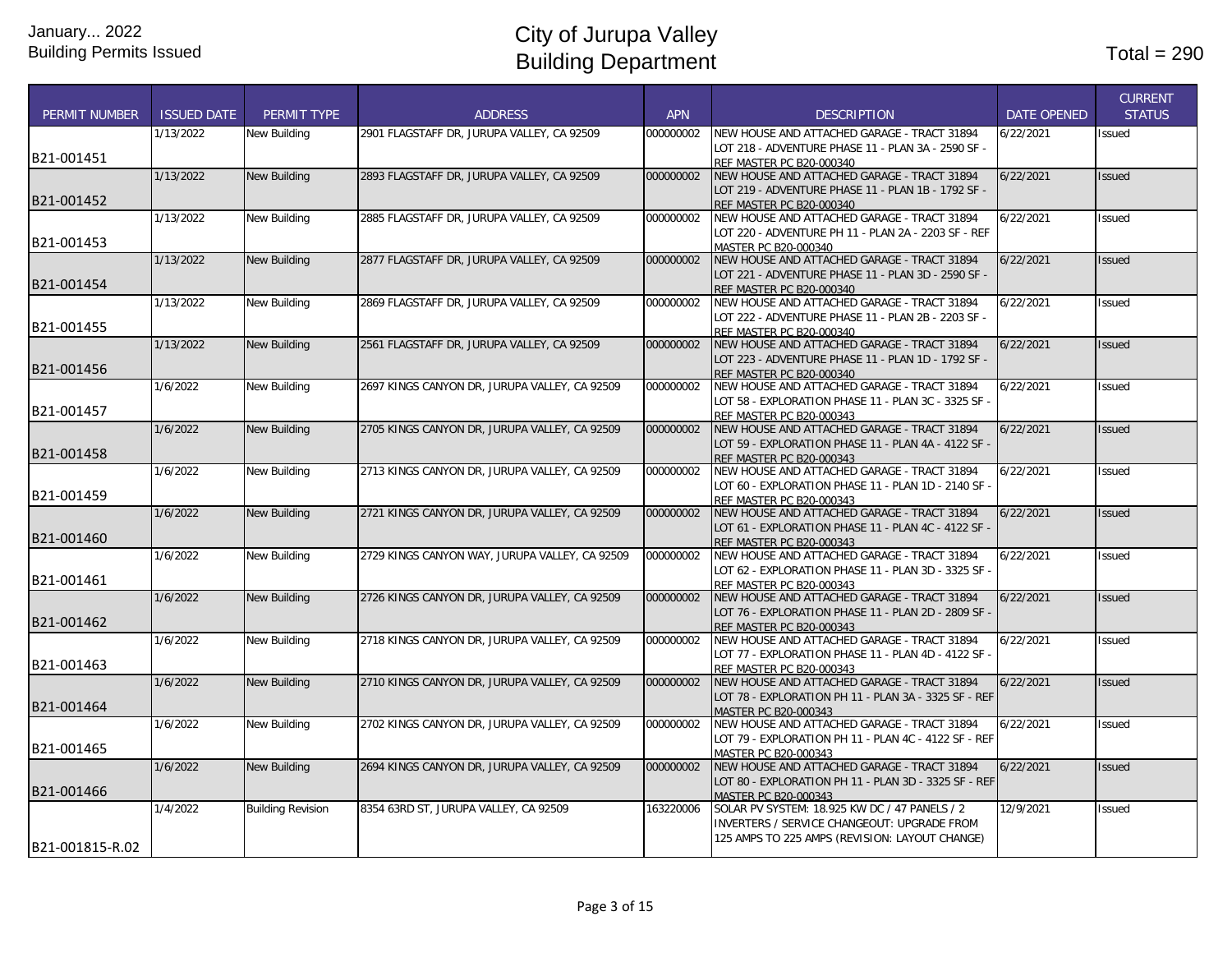January... 2022
Building Permits Issued

# City of Jurupa Valley
# Building Department

Total = 290

| PERMIT NUMBER | ISSUED DATE | PERMIT TYPE | ADDRESS | APN | DESCRIPTION | DATE OPENED | CURRENT STATUS |
|---|---|---|---|---|---|---|---|
| B21-001451 | 1/13/2022 | New Building | 2901 FLAGSTAFF DR, JURUPA VALLEY, CA 92509 | 000000002 | NEW HOUSE AND ATTACHED GARAGE - TRACT 31894 LOT 218 - ADVENTURE PHASE 11 - PLAN 3A - 2590 SF - REF MASTER PC B20-000340 | 6/22/2021 | Issued |
| B21-001452 | 1/13/2022 | New Building | 2893 FLAGSTAFF DR, JURUPA VALLEY, CA 92509 | 000000002 | NEW HOUSE AND ATTACHED GARAGE - TRACT 31894 LOT 219 - ADVENTURE PHASE 11 - PLAN 1B - 1792 SF - REF MASTER PC B20-000340 | 6/22/2021 | Issued |
| B21-001453 | 1/13/2022 | New Building | 2885 FLAGSTAFF DR, JURUPA VALLEY, CA 92509 | 000000002 | NEW HOUSE AND ATTACHED GARAGE - TRACT 31894 LOT 220 - ADVENTURE PH 11 - PLAN 2A - 2203 SF - REF MASTER PC B20-000340 | 6/22/2021 | Issued |
| B21-001454 | 1/13/2022 | New Building | 2877 FLAGSTAFF DR, JURUPA VALLEY, CA 92509 | 000000002 | NEW HOUSE AND ATTACHED GARAGE - TRACT 31894 LOT 221 - ADVENTURE PHASE 11 - PLAN 3D - 2590 SF - REF MASTER PC B20-000340 | 6/22/2021 | Issued |
| B21-001455 | 1/13/2022 | New Building | 2869 FLAGSTAFF DR, JURUPA VALLEY, CA 92509 | 000000002 | NEW HOUSE AND ATTACHED GARAGE - TRACT 31894 LOT 222 - ADVENTURE PHASE 11 - PLAN 2B - 2203 SF - REF MASTER PC B20-000340 | 6/22/2021 | Issued |
| B21-001456 | 1/13/2022 | New Building | 2561 FLAGSTAFF DR, JURUPA VALLEY, CA 92509 | 000000002 | NEW HOUSE AND ATTACHED GARAGE - TRACT 31894 LOT 223 - ADVENTURE PHASE 11 - PLAN 1D - 1792 SF - REF MASTER PC B20-000340 | 6/22/2021 | Issued |
| B21-001457 | 1/6/2022 | New Building | 2697 KINGS CANYON DR, JURUPA VALLEY, CA 92509 | 000000002 | NEW HOUSE AND ATTACHED GARAGE - TRACT 31894 LOT 58 - EXPLORATION PHASE 11 - PLAN 3C - 3325 SF - REF MASTER PC B20-000343 | 6/22/2021 | Issued |
| B21-001458 | 1/6/2022 | New Building | 2705 KINGS CANYON DR, JURUPA VALLEY, CA 92509 | 000000002 | NEW HOUSE AND ATTACHED GARAGE - TRACT 31894 LOT 59 - EXPLORATION PHASE 11 - PLAN 4A - 4122 SF - REF MASTER PC B20-000343 | 6/22/2021 | Issued |
| B21-001459 | 1/6/2022 | New Building | 2713 KINGS CANYON DR, JURUPA VALLEY, CA 92509 | 000000002 | NEW HOUSE AND ATTACHED GARAGE - TRACT 31894 LOT 60 - EXPLORATION PHASE 11 - PLAN 1D - 2140 SF - REF MASTER PC B20-000343 | 6/22/2021 | Issued |
| B21-001460 | 1/6/2022 | New Building | 2721 KINGS CANYON DR, JURUPA VALLEY, CA 92509 | 000000002 | NEW HOUSE AND ATTACHED GARAGE - TRACT 31894 LOT 61 - EXPLORATION PHASE 11 - PLAN 4C - 4122 SF - REF MASTER PC B20-000343 | 6/22/2021 | Issued |
| B21-001461 | 1/6/2022 | New Building | 2729 KINGS CANYON WAY, JURUPA VALLEY, CA 92509 | 000000002 | NEW HOUSE AND ATTACHED GARAGE - TRACT 31894 LOT 62 - EXPLORATION PHASE 11 - PLAN 3D - 3325 SF - REF MASTER PC B20-000343 | 6/22/2021 | Issued |
| B21-001462 | 1/6/2022 | New Building | 2726 KINGS CANYON DR, JURUPA VALLEY, CA 92509 | 000000002 | NEW HOUSE AND ATTACHED GARAGE - TRACT 31894 LOT 76 - EXPLORATION PHASE 11 - PLAN 2D - 2809 SF - REF MASTER PC B20-000343 | 6/22/2021 | Issued |
| B21-001463 | 1/6/2022 | New Building | 2718 KINGS CANYON DR, JURUPA VALLEY, CA 92509 | 000000002 | NEW HOUSE AND ATTACHED GARAGE - TRACT 31894 LOT 77 - EXPLORATION PHASE 11 - PLAN 4D - 4122 SF - REF MASTER PC B20-000343 | 6/22/2021 | Issued |
| B21-001464 | 1/6/2022 | New Building | 2710 KINGS CANYON DR, JURUPA VALLEY, CA 92509 | 000000002 | NEW HOUSE AND ATTACHED GARAGE - TRACT 31894 LOT 78 - EXPLORATION PH 11 - PLAN 3A - 3325 SF - REF MASTER PC B20-000343 | 6/22/2021 | Issued |
| B21-001465 | 1/6/2022 | New Building | 2702 KINGS CANYON DR, JURUPA VALLEY, CA 92509 | 000000002 | NEW HOUSE AND ATTACHED GARAGE - TRACT 31894 LOT 79 - EXPLORATION PH 11 - PLAN 4C - 4122 SF - REF MASTER PC B20-000343 | 6/22/2021 | Issued |
| B21-001466 | 1/6/2022 | New Building | 2694 KINGS CANYON DR, JURUPA VALLEY, CA 92509 | 000000002 | NEW HOUSE AND ATTACHED GARAGE - TRACT 31894 LOT 80 - EXPLORATION PH 11 - PLAN 3D - 3325 SF - REF MASTER PC B20-000343 | 6/22/2021 | Issued |
| B21-001815-R.02 | 1/4/2022 | Building Revision | 8354 63RD ST, JURUPA VALLEY, CA 92509 | 163220006 | SOLAR PV SYSTEM: 18.925 KW DC / 47 PANELS / 2 INVERTERS / SERVICE CHANGEOUT: UPGRADE FROM 125 AMPS TO 225 AMPS (REVISION: LAYOUT CHANGE) | 12/9/2021 | Issued |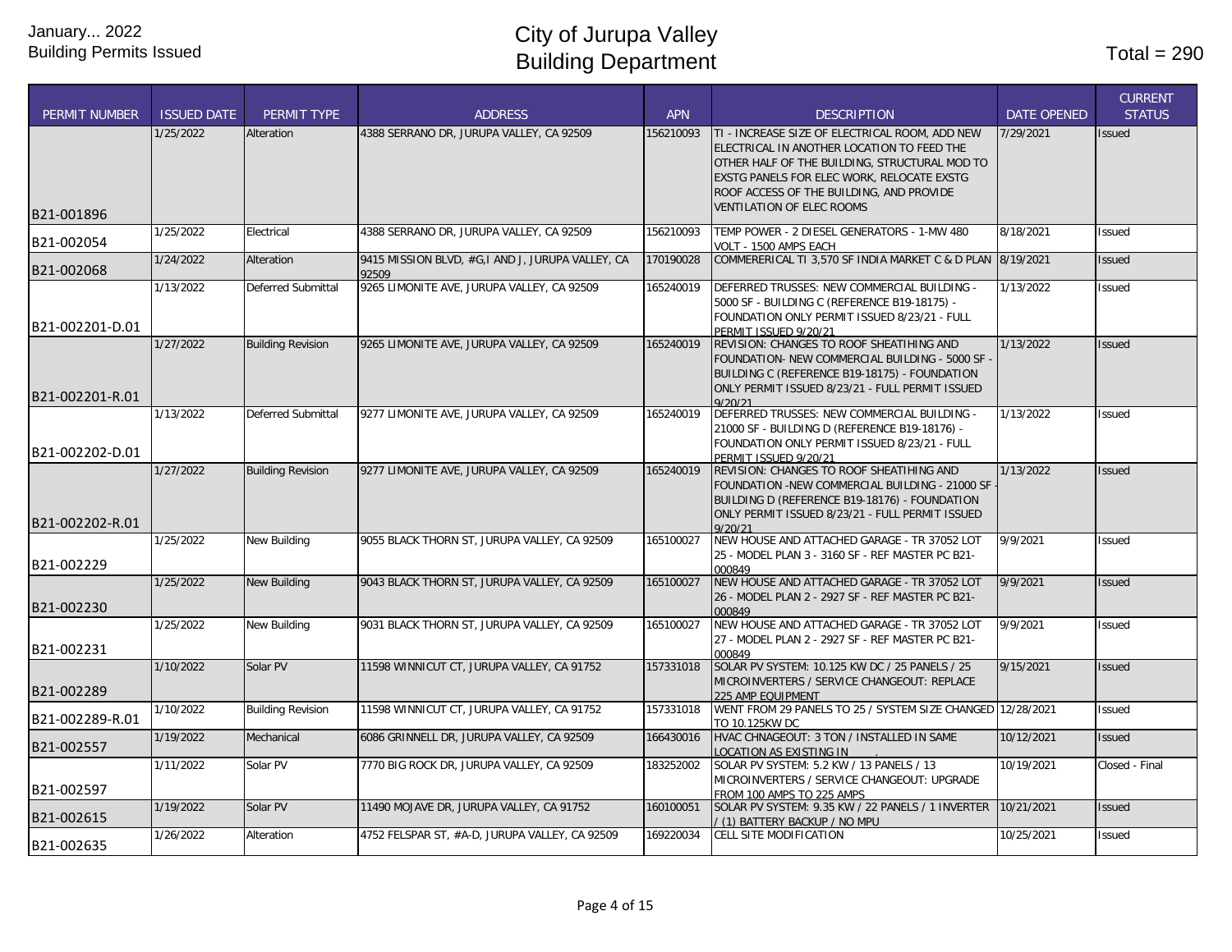January... 2022
Building Permits Issued

# City of Jurupa Valley
# Building Department

Total = 290

| PERMIT NUMBER | ISSUED DATE | PERMIT TYPE | ADDRESS | APN | DESCRIPTION | DATE OPENED | CURRENT STATUS |
|---|---|---|---|---|---|---|---|
| B21-001896 | 1/25/2022 | Alteration | 4388 SERRANO DR, JURUPA VALLEY, CA 92509 | 156210093 | TI - INCREASE SIZE OF ELECTRICAL ROOM, ADD NEW ELECTRICAL IN ANOTHER LOCATION TO FEED THE OTHER HALF OF THE BUILDING, STRUCTURAL MOD TO EXSTG PANELS FOR ELEC WORK, RELOCATE EXSTG ROOF ACCESS OF THE BUILDING, AND PROVIDE VENTILATION OF ELEC ROOMS | 7/29/2021 | Issued |
| B21-002054 | 1/25/2022 | Electrical | 4388 SERRANO DR, JURUPA VALLEY, CA 92509 | 156210093 | TEMP POWER - 2 DIESEL GENERATORS - 1-MW 480 VOLT - 1500 AMPS EACH | 8/18/2021 | Issued |
| B21-002068 | 1/24/2022 | Alteration | 9415 MISSION BLVD, #G,I AND J, JURUPA VALLEY, CA 92509 | 170190028 | COMMERERICAL TI 3,570 SF INDIA MARKET C & D PLAN | 8/19/2021 | Issued |
| B21-002201-D.01 | 1/13/2022 | Deferred Submittal | 9265 LIMONITE AVE, JURUPA VALLEY, CA 92509 | 165240019 | DEFERRED TRUSSES: NEW COMMERCIAL BUILDING - 5000 SF - BUILDING C (REFERENCE B19-18175) - FOUNDATION ONLY PERMIT ISSUED 8/23/21 - FULL PERMIT ISSUED 9/20/21 | 1/13/2022 | Issued |
| B21-002201-R.01 | 1/27/2022 | Building Revision | 9265 LIMONITE AVE, JURUPA VALLEY, CA 92509 | 165240019 | REVISION: CHANGES TO ROOF SHEATIHING AND FOUNDATION- NEW COMMERCIAL BUILDING - 5000 SF - BUILDING C (REFERENCE B19-18175) - FOUNDATION ONLY PERMIT ISSUED 8/23/21 - FULL PERMIT ISSUED 9/20/21 | 1/13/2022 | Issued |
| B21-002202-D.01 | 1/13/2022 | Deferred Submittal | 9277 LIMONITE AVE, JURUPA VALLEY, CA 92509 | 165240019 | DEFERRED TRUSSES: NEW COMMERCIAL BUILDING - 21000 SF - BUILDING D (REFERENCE B19-18176) - FOUNDATION ONLY PERMIT ISSUED 8/23/21 - FULL PERMIT ISSUED 9/20/21 | 1/13/2022 | Issued |
| B21-002202-R.01 | 1/27/2022 | Building Revision | 9277 LIMONITE AVE, JURUPA VALLEY, CA 92509 | 165240019 | REVISION: CHANGES TO ROOF SHEATIHING AND FOUNDATION -NEW COMMERCIAL BUILDING - 21000 SF - BUILDING D (REFERENCE B19-18176) - FOUNDATION ONLY PERMIT ISSUED 8/23/21 - FULL PERMIT ISSUED 9/20/21 | 1/13/2022 | Issued |
| B21-002229 | 1/25/2022 | New Building | 9055 BLACK THORN ST, JURUPA VALLEY, CA 92509 | 165100027 | NEW HOUSE AND ATTACHED GARAGE - TR 37052 LOT 25 - MODEL PLAN 3 - 3160 SF - REF MASTER PC B21-000849 | 9/9/2021 | Issued |
| B21-002230 | 1/25/2022 | New Building | 9043 BLACK THORN ST, JURUPA VALLEY, CA 92509 | 165100027 | NEW HOUSE AND ATTACHED GARAGE - TR 37052 LOT 26 - MODEL PLAN 2 - 2927 SF - REF MASTER PC B21-000849 | 9/9/2021 | Issued |
| B21-002231 | 1/25/2022 | New Building | 9031 BLACK THORN ST, JURUPA VALLEY, CA 92509 | 165100027 | NEW HOUSE AND ATTACHED GARAGE - TR 37052 LOT 27 - MODEL PLAN 2 - 2927 SF - REF MASTER PC B21-000849 | 9/9/2021 | Issued |
| B21-002289 | 1/10/2022 | Solar PV | 11598 WINNICUT CT, JURUPA VALLEY, CA 91752 | 157331018 | SOLAR PV SYSTEM: 10.125 KW DC / 25 PANELS / 25 MICROINVERTERS / SERVICE CHANGEOUT: REPLACE 225 AMP EQUIPMENT | 9/15/2021 | Issued |
| B21-002289-R.01 | 1/10/2022 | Building Revision | 11598 WINNICUT CT, JURUPA VALLEY, CA 91752 | 157331018 | WENT FROM 29 PANELS TO 25 / SYSTEM SIZE CHANGED TO 10.125KW DC | 12/28/2021 | Issued |
| B21-002557 | 1/19/2022 | Mechanical | 6086 GRINNELL DR, JURUPA VALLEY, CA 92509 | 166430016 | HVAC CHNAGEOUT: 3 TON / INSTALLED IN SAME LOCATION AS EXISTING IN . | 10/12/2021 | Issued |
| B21-002597 | 1/11/2022 | Solar PV | 7770 BIG ROCK DR, JURUPA VALLEY, CA 92509 | 183252002 | SOLAR PV SYSTEM: 5.2 KW / 13 PANELS / 13 MICROINVERTERS / SERVICE CHANGEOUT: UPGRADE FROM 100 AMPS TO 225 AMPS | 10/19/2021 | Closed - Final |
| B21-002615 | 1/19/2022 | Solar PV | 11490 MOJAVE DR, JURUPA VALLEY, CA 91752 | 160100051 | SOLAR PV SYSTEM: 9.35 KW / 22 PANELS / 1 INVERTER / (1) BATTERY BACKUP / NO MPU | 10/21/2021 | Issued |
| B21-002635 | 1/26/2022 | Alteration | 4752 FELSPAR ST, #A-D, JURUPA VALLEY, CA 92509 | 169220034 | CELL SITE MODIFICATION | 10/25/2021 | Issued |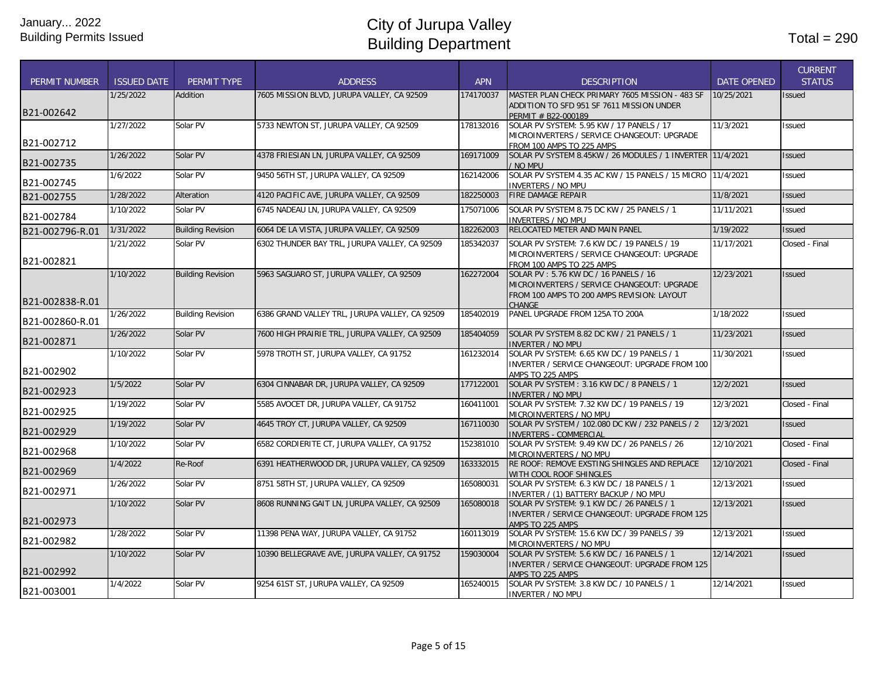January... 2022
Building Permits Issued

# City of Jurupa Valley
# Building Department

Total = 290

| PERMIT NUMBER | ISSUED DATE | PERMIT TYPE | ADDRESS | APN | DESCRIPTION | DATE OPENED | CURRENT STATUS |
|---|---|---|---|---|---|---|---|
| B21-002642 | 1/25/2022 | Addition | 7605 MISSION BLVD, JURUPA VALLEY, CA 92509 | 174170037 | MASTER PLAN CHECK PRIMARY 7605 MISSION - 483 SF ADDITION TO SFD 951 SF 7611 MISSION UNDER PERMIT # B22-000189 | 10/25/2021 | Issued |
| B21-002712 | 1/27/2022 | Solar PV | 5733 NEWTON ST, JURUPA VALLEY, CA 92509 | 178132016 | SOLAR PV SYSTEM: 5.95 KW / 17 PANELS / 17 MICROINVERTERS / SERVICE CHANGEOUT: UPGRADE FROM 100 AMPS TO 225 AMPS | 11/3/2021 | Issued |
| B21-002735 | 1/26/2022 | Solar PV | 4378 FRIESIAN LN, JURUPA VALLEY, CA 92509 | 169171009 | SOLAR PV SYSTEM 8.45KW / 26 MODULES / 1 INVERTER / NO MPU | 11/4/2021 | Issued |
| B21-002745 | 1/6/2022 | Solar PV | 9450 56TH ST, JURUPA VALLEY, CA 92509 | 162142006 | SOLAR PV SYSTEM 4.35 AC KW / 15 PANELS / 15 MICRO INVERTERS / NO MPU | 11/4/2021 | Issued |
| B21-002755 | 1/28/2022 | Alteration | 4120 PACIFIC AVE, JURUPA VALLEY, CA 92509 | 182250003 | FIRE DAMAGE REPAIR | 11/8/2021 | Issued |
| B21-002784 | 1/10/2022 | Solar PV | 6745 NADEAU LN, JURUPA VALLEY, CA 92509 | 175071006 | SOLAR PV SYSTEM 8.75 DC KW / 25 PANELS / 1 INVERTERS / NO MPU | 11/11/2021 | Issued |
| B21-002796-R.01 | 1/31/2022 | Building Revision | 6064 DE LA VISTA, JURUPA VALLEY, CA 92509 | 182262003 | RELOCATED METER AND MAIN PANEL | 1/19/2022 | Issued |
| B21-002821 | 1/21/2022 | Solar PV | 6302 THUNDER BAY TRL, JURUPA VALLEY, CA 92509 | 185342037 | SOLAR PV SYSTEM: 7.6 KW DC / 19 PANELS / 19 MICROINVERTERS / SERVICE CHANGEOUT: UPGRADE FROM 100 AMPS TO 225 AMPS | 11/17/2021 | Closed - Final |
| B21-002838-R.01 | 1/10/2022 | Building Revision | 5963 SAGUARO ST, JURUPA VALLEY, CA 92509 | 162272004 | SOLAR PV : 5.76 KW DC / 16 PANELS / 16 MICROINVERTERS / SERVICE CHANGEOUT: UPGRADE FROM 100 AMPS TO 200 AMPS REVISION: LAYOUT CHANGE | 12/23/2021 | Issued |
| B21-002860-R.01 | 1/26/2022 | Building Revision | 6386 GRAND VALLEY TRL, JURUPA VALLEY, CA 92509 | 185402019 | PANEL UPGRADE FROM 125A TO 200A | 1/18/2022 | Issued |
| B21-002871 | 1/26/2022 | Solar PV | 7600 HIGH PRAIRIE TRL, JURUPA VALLEY, CA 92509 | 185404059 | SOLAR PV SYSTEM 8.82 DC KW / 21 PANELS / 1 INVERTER / NO MPU | 11/23/2021 | Issued |
| B21-002902 | 1/10/2022 | Solar PV | 5978 TROTH ST, JURUPA VALLEY, CA 91752 | 161232014 | SOLAR PV SYSTEM: 6.65 KW DC / 19 PANELS / 1 INVERTER / SERVICE CHANGEOUT: UPGRADE FROM 100 AMPS TO 225 AMPS | 11/30/2021 | Issued |
| B21-002923 | 1/5/2022 | Solar PV | 6304 CINNABAR DR, JURUPA VALLEY, CA 92509 | 177122001 | SOLAR PV SYSTEM : 3.16 KW DC / 8 PANELS / 1 INVERTER / NO MPU | 12/2/2021 | Issued |
| B21-002925 | 1/19/2022 | Solar PV | 5585 AVOCET DR, JURUPA VALLEY, CA 91752 | 160411001 | SOLAR PV SYSTEM: 7.32 KW DC / 19 PANELS / 19 MICROINVERTERS / NO MPU | 12/3/2021 | Closed - Final |
| B21-002929 | 1/19/2022 | Solar PV | 4645 TROY CT, JURUPA VALLEY, CA 92509 | 167110030 | SOLAR PV SYSTEM / 102.080 DC KW / 232 PANELS / 2 INVERTERS - COMMERCIAL | 12/3/2021 | Issued |
| B21-002968 | 1/10/2022 | Solar PV | 6582 CORDIERITE CT, JURUPA VALLEY, CA 91752 | 152381010 | SOLAR PV SYSTEM: 9.49 KW DC / 26 PANELS / 26 MICROINVERTERS / NO MPU | 12/10/2021 | Closed - Final |
| B21-002969 | 1/4/2022 | Re-Roof | 6391 HEATHERWOOD DR, JURUPA VALLEY, CA 92509 | 163332015 | RE ROOF: REMOVE EXSTING SHINGLES AND REPLACE WITH COOL ROOF SHINGLES | 12/10/2021 | Closed - Final |
| B21-002971 | 1/26/2022 | Solar PV | 8751 58TH ST, JURUPA VALLEY, CA 92509 | 165080031 | SOLAR PV SYSTEM: 6.3 KW DC / 18 PANELS / 1 INVERTER / (1) BATTERY BACKUP / NO MPU | 12/13/2021 | Issued |
| B21-002973 | 1/10/2022 | Solar PV | 8608 RUNNING GAIT LN, JURUPA VALLEY, CA 92509 | 165080018 | SOLAR PV SYSTEM: 9.1 KW DC / 26 PANELS / 1 INVERTER / SERVICE CHANGEOUT: UPGRADE FROM 125 AMPS TO 225 AMPS | 12/13/2021 | Issued |
| B21-002982 | 1/28/2022 | Solar PV | 11398 PENA WAY, JURUPA VALLEY, CA 91752 | 160113019 | SOLAR PV SYSTEM: 15.6 KW DC / 39 PANELS / 39 MICROINVERTERS / NO MPU | 12/13/2021 | Issued |
| B21-002992 | 1/10/2022 | Solar PV | 10390 BELLEGRAVE AVE, JURUPA VALLEY, CA 91752 | 159030004 | SOLAR PV SYSTEM: 5.6 KW DC / 16 PANELS / 1 INVERTER / SERVICE CHANGEOUT: UPGRADE FROM 125 AMPS TO 225 AMPS | 12/14/2021 | Issued |
| B21-003001 | 1/4/2022 | Solar PV | 9254 61ST ST, JURUPA VALLEY, CA 92509 | 165240015 | SOLAR PV SYSTEM: 3.8 KW DC / 10 PANELS / 1 INVERTER / NO MPU | 12/14/2021 | Issued |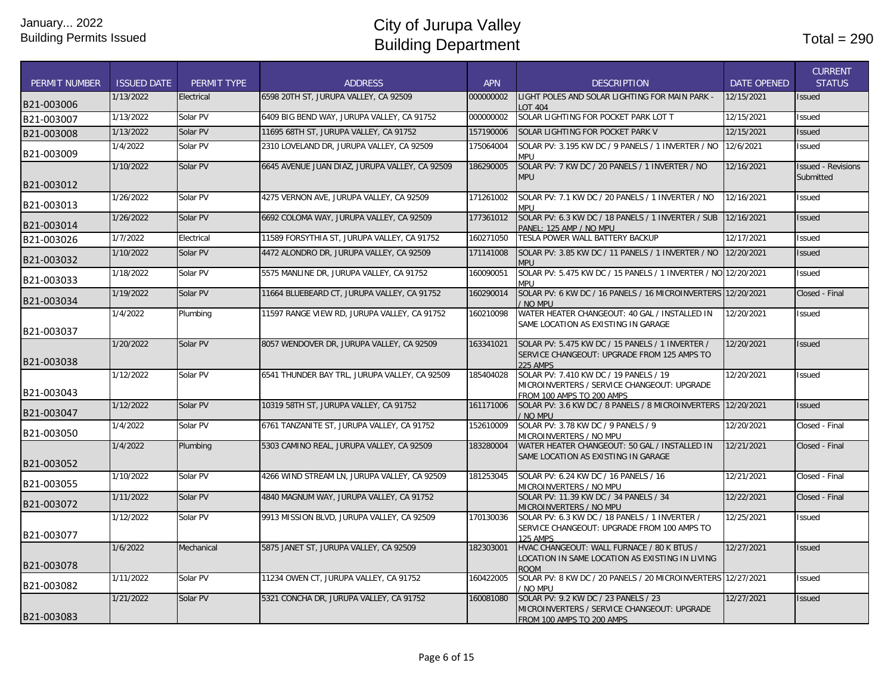January... 2022
Building Permits Issued

# City of Jurupa Valley
# Building Department

Total = 290

| PERMIT NUMBER | ISSUED DATE | PERMIT TYPE | ADDRESS | APN | DESCRIPTION | DATE OPENED | CURRENT STATUS |
|---|---|---|---|---|---|---|---|
| B21-003006 | 1/13/2022 | Electrical | 6598 20TH ST, JURUPA VALLEY, CA 92509 | 000000002 | LIGHT POLES AND SOLAR LIGHTING FOR MAIN PARK - LOT 404 | 12/15/2021 | Issued |
| B21-003007 | 1/13/2022 | Solar PV | 6409 BIG BEND WAY, JURUPA VALLEY, CA 91752 | 000000002 | SOLAR LIGHTING FOR POCKET PARK LOT T | 12/15/2021 | Issued |
| B21-003008 | 1/13/2022 | Solar PV | 11695 68TH ST, JURUPA VALLEY, CA 91752 | 157190006 | SOLAR LIGHTING FOR POCKET PARK V | 12/15/2021 | Issued |
| B21-003009 | 1/4/2022 | Solar PV | 2310 LOVELAND DR, JURUPA VALLEY, CA 92509 | 175064004 | SOLAR PV: 3.195 KW DC / 9 PANELS / 1 INVERTER / NO MPU | 12/6/2021 | Issued |
| B21-003012 | 1/10/2022 | Solar PV | 6645 AVENUE JUAN DIAZ, JURUPA VALLEY, CA 92509 | 186290005 | SOLAR PV: 7 KW DC / 20 PANELS / 1 INVERTER / NO MPU | 12/16/2021 | Issued - Revisions Submitted |
| B21-003013 | 1/26/2022 | Solar PV | 4275 VERNON AVE, JURUPA VALLEY, CA 92509 | 171261002 | SOLAR PV: 7.1 KW DC / 20 PANELS / 1 INVERTER / NO MPU | 12/16/2021 | Issued |
| B21-003014 | 1/26/2022 | Solar PV | 6692 COLOMA WAY, JURUPA VALLEY, CA 92509 | 177361012 | SOLAR PV: 6.3 KW DC / 18 PANELS / 1 INVERTER / SUB PANEL: 125 AMP / NO MPU | 12/16/2021 | Issued |
| B21-003026 | 1/7/2022 | Electrical | 11589 FORSYTHIA ST, JURUPA VALLEY, CA 91752 | 160271050 | TESLA POWER WALL BATTERY BACKUP | 12/17/2021 | Issued |
| B21-003032 | 1/10/2022 | Solar PV | 4472 ALONDRO DR, JURUPA VALLEY, CA 92509 | 171141008 | SOLAR PV: 3.85 KW DC / 11 PANELS / 1 INVERTER / NO MPU | 12/20/2021 | Issued |
| B21-003033 | 1/18/2022 | Solar PV | 5575 MANLINE DR, JURUPA VALLEY, CA 91752 | 160090051 | SOLAR PV: 5.475 KW DC / 15 PANELS / 1 INVERTER / NO MPU | 12/20/2021 | Issued |
| B21-003034 | 1/19/2022 | Solar PV | 11664 BLUEBEARD CT, JURUPA VALLEY, CA 91752 | 160290014 | SOLAR PV: 6 KW DC / 16 PANELS / 16 MICROINVERTERS / NO MPU | 12/20/2021 | Closed - Final |
| B21-003037 | 1/4/2022 | Plumbing | 11597 RANGE VIEW RD, JURUPA VALLEY, CA 91752 | 160210098 | WATER HEATER CHANGEOUT: 40 GAL / INSTALLED IN SAME LOCATION AS EXISTING IN GARAGE | 12/20/2021 | Issued |
| B21-003038 | 1/20/2022 | Solar PV | 8057 WENDOVER DR, JURUPA VALLEY, CA 92509 | 163341021 | SOLAR PV: 5.475 KW DC / 15 PANELS / 1 INVERTER / SERVICE CHANGEOUT: UPGRADE FROM 125 AMPS TO 225 AMPS | 12/20/2021 | Issued |
| B21-003043 | 1/12/2022 | Solar PV | 6541 THUNDER BAY TRL, JURUPA VALLEY, CA 92509 | 185404028 | SOLAR PV: 7.410 KW DC / 19 PANELS / 19 MICROINVERTERS / SERVICE CHANGEOUT: UPGRADE FROM 100 AMPS TO 200 AMPS | 12/20/2021 | Issued |
| B21-003047 | 1/12/2022 | Solar PV | 10319 58TH ST, JURUPA VALLEY, CA 91752 | 161171006 | SOLAR PV: 3.6 KW DC / 8 PANELS / 8 MICROINVERTERS / NO MPU | 12/20/2021 | Issued |
| B21-003050 | 1/4/2022 | Solar PV | 6761 TANZANITE ST, JURUPA VALLEY, CA 91752 | 152610009 | SOLAR PV: 3.78 KW DC / 9 PANELS / 9 MICROINVERTERS / NO MPU | 12/20/2021 | Closed - Final |
| B21-003052 | 1/4/2022 | Plumbing | 5303 CAMINO REAL, JURUPA VALLEY, CA 92509 | 183280004 | WATER HEATER CHANGEOUT: 50 GAL / INSTALLED IN SAME LOCATION AS EXISTING IN GARAGE | 12/21/2021 | Closed - Final |
| B21-003055 | 1/10/2022 | Solar PV | 4266 WIND STREAM LN, JURUPA VALLEY, CA 92509 | 181253045 | SOLAR PV: 6.24 KW DC / 16 PANELS / 16 MICROINVERTERS / NO MPU | 12/21/2021 | Closed - Final |
| B21-003072 | 1/11/2022 | Solar PV | 4840 MAGNUM WAY, JURUPA VALLEY, CA 91752 | | SOLAR PV: 11.39 KW DC / 34 PANELS / 34 MICROINVERTERS / NO MPU | 12/22/2021 | Closed - Final |
| B21-003077 | 1/12/2022 | Solar PV | 9913 MISSION BLVD, JURUPA VALLEY, CA 92509 | 170130036 | SOLAR PV: 6.3 KW DC / 18 PANELS / 1 INVERTER / SERVICE CHANGEOUT: UPGRADE FROM 100 AMPS TO 125 AMPS | 12/25/2021 | Issued |
| B21-003078 | 1/6/2022 | Mechanical | 5875 JANET ST, JURUPA VALLEY, CA 92509 | 182303001 | HVAC CHANGEOUT: WALL FURNACE / 80 K BTUS / LOCATION IN SAME LOCATION AS EXISTING IN LIVING ROOM | 12/27/2021 | Issued |
| B21-003082 | 1/11/2022 | Solar PV | 11234 OWEN CT, JURUPA VALLEY, CA 91752 | 160422005 | SOLAR PV: 8 KW DC / 20 PANELS / 20 MICROINVERTERS / NO MPU | 12/27/2021 | Issued |
| B21-003083 | 1/21/2022 | Solar PV | 5321 CONCHA DR, JURUPA VALLEY, CA 91752 | 160081080 | SOLAR PV: 9.2 KW DC / 23 PANELS / 23 MICROINVERTERS / SERVICE CHANGEOUT: UPGRADE FROM 100 AMPS TO 200 AMPS | 12/27/2021 | Issued |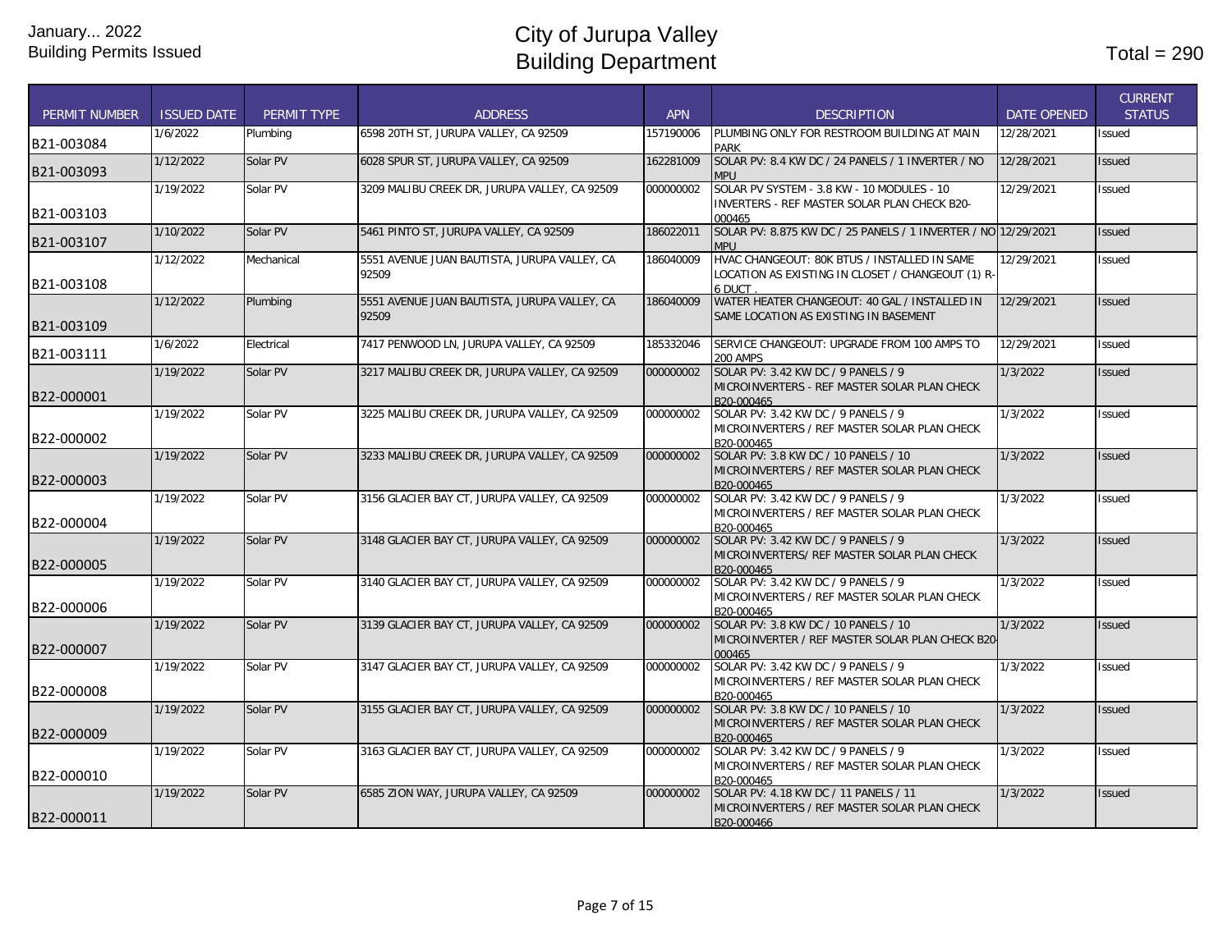January... 2022
Building Permits Issued

# City of Jurupa Valley
# Building Department

Total = 290

| PERMIT NUMBER | ISSUED DATE | PERMIT TYPE | ADDRESS | APN | DESCRIPTION | DATE OPENED | CURRENT STATUS |
|---|---|---|---|---|---|---|---|
| B21-003084 | 1/6/2022 | Plumbing | 6598 20TH ST, JURUPA VALLEY, CA 92509 | 157190006 | PLUMBING ONLY FOR RESTROOM BUILDING AT MAIN PARK | 12/28/2021 | Issued |
| B21-003093 | 1/12/2022 | Solar PV | 6028 SPUR ST, JURUPA VALLEY, CA 92509 | 162281009 | SOLAR PV: 8.4 KW DC / 24 PANELS / 1 INVERTER / NO MPU | 12/28/2021 | Issued |
| B21-003103 | 1/19/2022 | Solar PV | 3209 MALIBU CREEK DR, JURUPA VALLEY, CA 92509 | 000000002 | SOLAR PV SYSTEM - 3.8 KW - 10 MODULES - 10 INVERTERS - REF MASTER SOLAR PLAN CHECK B20-000465 | 12/29/2021 | Issued |
| B21-003107 | 1/10/2022 | Solar PV | 5461 PINTO ST, JURUPA VALLEY, CA 92509 | 186022011 | SOLAR PV: 8.875 KW DC / 25 PANELS / 1 INVERTER / NO MPU | 12/29/2021 | Issued |
| B21-003108 | 1/12/2022 | Mechanical | 5551 AVENUE JUAN BAUTISTA, JURUPA VALLEY, CA 92509 | 186040009 | HVAC CHANGEOUT: 80K BTUS / INSTALLED IN SAME LOCATION AS EXISTING IN CLOSET / CHANGEOUT (1) R-6 DUCT . | 12/29/2021 | Issued |
| B21-003109 | 1/12/2022 | Plumbing | 5551 AVENUE JUAN BAUTISTA, JURUPA VALLEY, CA 92509 | 186040009 | WATER HEATER CHANGEOUT: 40 GAL / INSTALLED IN SAME LOCATION AS EXISTING IN BASEMENT | 12/29/2021 | Issued |
| B21-003111 | 1/6/2022 | Electrical | 7417 PENWOOD LN, JURUPA VALLEY, CA 92509 | 185332046 | SERVICE CHANGEOUT: UPGRADE FROM 100 AMPS TO 200 AMPS | 12/29/2021 | Issued |
| B22-000001 | 1/19/2022 | Solar PV | 3217 MALIBU CREEK DR, JURUPA VALLEY, CA 92509 | 000000002 | SOLAR PV: 3.42 KW DC / 9 PANELS / 9 MICROINVERTERS - REF MASTER SOLAR PLAN CHECK B20-000465 | 1/3/2022 | Issued |
| B22-000002 | 1/19/2022 | Solar PV | 3225 MALIBU CREEK DR, JURUPA VALLEY, CA 92509 | 000000002 | SOLAR PV: 3.42 KW DC / 9 PANELS / 9 MICROINVERTERS / REF MASTER SOLAR PLAN CHECK B20-000465 | 1/3/2022 | Issued |
| B22-000003 | 1/19/2022 | Solar PV | 3233 MALIBU CREEK DR, JURUPA VALLEY, CA 92509 | 000000002 | SOLAR PV: 3.8 KW DC / 10 PANELS / 10 MICROINVERTERS / REF MASTER SOLAR PLAN CHECK B20-000465 | 1/3/2022 | Issued |
| B22-000004 | 1/19/2022 | Solar PV | 3156 GLACIER BAY CT, JURUPA VALLEY, CA 92509 | 000000002 | SOLAR PV: 3.42 KW DC / 9 PANELS / 9 MICROINVERTERS / REF MASTER SOLAR PLAN CHECK B20-000465 | 1/3/2022 | Issued |
| B22-000005 | 1/19/2022 | Solar PV | 3148 GLACIER BAY CT, JURUPA VALLEY, CA 92509 | 000000002 | SOLAR PV: 3.42 KW DC / 9 PANELS / 9 MICROINVERTERS/ REF MASTER SOLAR PLAN CHECK B20-000465 | 1/3/2022 | Issued |
| B22-000006 | 1/19/2022 | Solar PV | 3140 GLACIER BAY CT, JURUPA VALLEY, CA 92509 | 000000002 | SOLAR PV: 3.42 KW DC / 9 PANELS / 9 MICROINVERTERS / REF MASTER SOLAR PLAN CHECK B20-000465 | 1/3/2022 | Issued |
| B22-000007 | 1/19/2022 | Solar PV | 3139 GLACIER BAY CT, JURUPA VALLEY, CA 92509 | 000000002 | SOLAR PV: 3.8 KW DC / 10 PANELS / 10 MICROINVERTER / REF MASTER SOLAR PLAN CHECK B20-000465 | 1/3/2022 | Issued |
| B22-000008 | 1/19/2022 | Solar PV | 3147 GLACIER BAY CT, JURUPA VALLEY, CA 92509 | 000000002 | SOLAR PV: 3.42 KW DC / 9 PANELS / 9 MICROINVERTERS / REF MASTER SOLAR PLAN CHECK B20-000465 | 1/3/2022 | Issued |
| B22-000009 | 1/19/2022 | Solar PV | 3155 GLACIER BAY CT, JURUPA VALLEY, CA 92509 | 000000002 | SOLAR PV: 3.8 KW DC / 10 PANELS / 10 MICROINVERTERS / REF MASTER SOLAR PLAN CHECK B20-000465 | 1/3/2022 | Issued |
| B22-000010 | 1/19/2022 | Solar PV | 3163 GLACIER BAY CT, JURUPA VALLEY, CA 92509 | 000000002 | SOLAR PV: 3.42 KW DC / 9 PANELS / 9 MICROINVERTERS / REF MASTER SOLAR PLAN CHECK B20-000465 | 1/3/2022 | Issued |
| B22-000011 | 1/19/2022 | Solar PV | 6585 ZION WAY, JURUPA VALLEY, CA 92509 | 000000002 | SOLAR PV: 4.18 KW DC / 11 PANELS / 11 MICROINVERTERS / REF MASTER SOLAR PLAN CHECK B20-000466 | 1/3/2022 | Issued |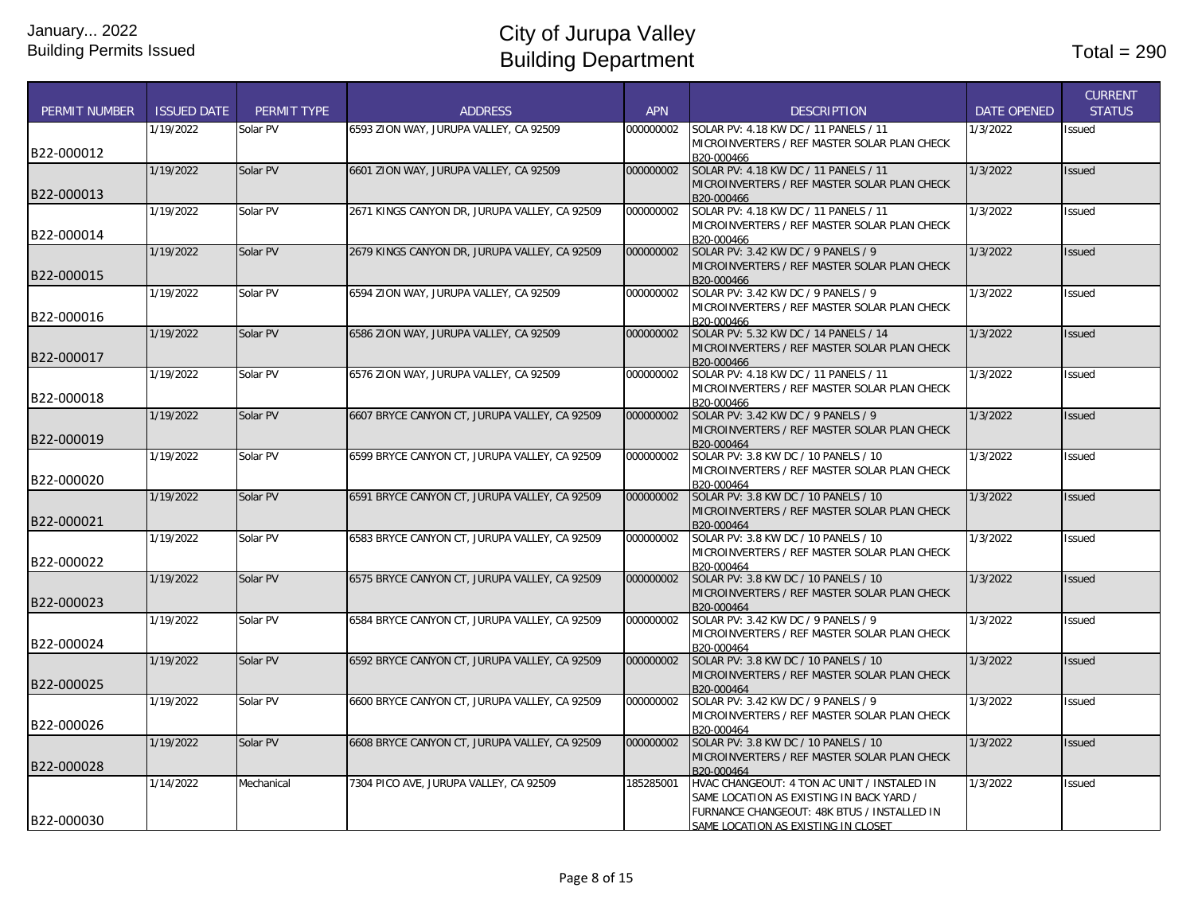January... 2022
Building Permits Issued

# City of Jurupa Valley
# Building Department

Total = 290

| PERMIT NUMBER | ISSUED DATE | PERMIT TYPE | ADDRESS | APN | DESCRIPTION | DATE OPENED | CURRENT STATUS |
|---|---|---|---|---|---|---|---|
| B22-000012 | 1/19/2022 | Solar PV | 6593 ZION WAY, JURUPA VALLEY, CA 92509 | 000000002 | SOLAR PV: 4.18 KW DC / 11 PANELS / 11 MICROINVERTERS / REF MASTER SOLAR PLAN CHECK B20-000466 | 1/3/2022 | Issued |
| B22-000013 | 1/19/2022 | Solar PV | 6601 ZION WAY, JURUPA VALLEY, CA 92509 | 000000002 | SOLAR PV: 4.18 KW DC / 11 PANELS / 11 MICROINVERTERS / REF MASTER SOLAR PLAN CHECK B20-000466 | 1/3/2022 | Issued |
| B22-000014 | 1/19/2022 | Solar PV | 2671 KINGS CANYON DR, JURUPA VALLEY, CA 92509 | 000000002 | SOLAR PV: 4.18 KW DC / 11 PANELS / 11 MICROINVERTERS / REF MASTER SOLAR PLAN CHECK B20-000466 | 1/3/2022 | Issued |
| B22-000015 | 1/19/2022 | Solar PV | 2679 KINGS CANYON DR, JURUPA VALLEY, CA 92509 | 000000002 | SOLAR PV: 3.42 KW DC / 9 PANELS / 9 MICROINVERTERS / REF MASTER SOLAR PLAN CHECK B20-000466 | 1/3/2022 | Issued |
| B22-000016 | 1/19/2022 | Solar PV | 6594 ZION WAY, JURUPA VALLEY, CA 92509 | 000000002 | SOLAR PV: 3.42 KW DC / 9 PANELS / 9 MICROINVERTERS / REF MASTER SOLAR PLAN CHECK B20-000466 | 1/3/2022 | Issued |
| B22-000017 | 1/19/2022 | Solar PV | 6586 ZION WAY, JURUPA VALLEY, CA 92509 | 000000002 | SOLAR PV: 5.32 KW DC / 14 PANELS / 14 MICROINVERTERS / REF MASTER SOLAR PLAN CHECK B20-000466 | 1/3/2022 | Issued |
| B22-000018 | 1/19/2022 | Solar PV | 6576 ZION WAY, JURUPA VALLEY, CA 92509 | 000000002 | SOLAR PV: 4.18 KW DC / 11 PANELS / 11 MICROINVERTERS / REF MASTER SOLAR PLAN CHECK B20-000466 | 1/3/2022 | Issued |
| B22-000019 | 1/19/2022 | Solar PV | 6607 BRYCE CANYON CT, JURUPA VALLEY, CA 92509 | 000000002 | SOLAR PV: 3.42 KW DC / 9 PANELS / 9 MICROINVERTERS / REF MASTER SOLAR PLAN CHECK B20-000464 | 1/3/2022 | Issued |
| B22-000020 | 1/19/2022 | Solar PV | 6599 BRYCE CANYON CT, JURUPA VALLEY, CA 92509 | 000000002 | SOLAR PV: 3.8 KW DC / 10 PANELS / 10 MICROINVERTERS / REF MASTER SOLAR PLAN CHECK B20-000464 | 1/3/2022 | Issued |
| B22-000021 | 1/19/2022 | Solar PV | 6591 BRYCE CANYON CT, JURUPA VALLEY, CA 92509 | 000000002 | SOLAR PV: 3.8 KW DC / 10 PANELS / 10 MICROINVERTERS / REF MASTER SOLAR PLAN CHECK B20-000464 | 1/3/2022 | Issued |
| B22-000022 | 1/19/2022 | Solar PV | 6583 BRYCE CANYON CT, JURUPA VALLEY, CA 92509 | 000000002 | SOLAR PV: 3.8 KW DC / 10 PANELS / 10 MICROINVERTERS / REF MASTER SOLAR PLAN CHECK B20-000464 | 1/3/2022 | Issued |
| B22-000023 | 1/19/2022 | Solar PV | 6575 BRYCE CANYON CT, JURUPA VALLEY, CA 92509 | 000000002 | SOLAR PV: 3.8 KW DC / 10 PANELS / 10 MICROINVERTERS / REF MASTER SOLAR PLAN CHECK B20-000464 | 1/3/2022 | Issued |
| B22-000024 | 1/19/2022 | Solar PV | 6584 BRYCE CANYON CT, JURUPA VALLEY, CA 92509 | 000000002 | SOLAR PV: 3.42 KW DC / 9 PANELS / 9 MICROINVERTERS / REF MASTER SOLAR PLAN CHECK B20-000464 | 1/3/2022 | Issued |
| B22-000025 | 1/19/2022 | Solar PV | 6592 BRYCE CANYON CT, JURUPA VALLEY, CA 92509 | 000000002 | SOLAR PV: 3.8 KW DC / 10 PANELS / 10 MICROINVERTERS / REF MASTER SOLAR PLAN CHECK B20-000464 | 1/3/2022 | Issued |
| B22-000026 | 1/19/2022 | Solar PV | 6600 BRYCE CANYON CT, JURUPA VALLEY, CA 92509 | 000000002 | SOLAR PV: 3.42 KW DC / 9 PANELS / 9 MICROINVERTERS / REF MASTER SOLAR PLAN CHECK B20-000464 | 1/3/2022 | Issued |
| B22-000028 | 1/19/2022 | Solar PV | 6608 BRYCE CANYON CT, JURUPA VALLEY, CA 92509 | 000000002 | SOLAR PV: 3.8 KW DC / 10 PANELS / 10 MICROINVERTERS / REF MASTER SOLAR PLAN CHECK B20-000464 | 1/3/2022 | Issued |
| B22-000030 | 1/14/2022 | Mechanical | 7304 PICO AVE, JURUPA VALLEY, CA 92509 | 185285001 | HVAC CHANGEOUT: 4 TON AC UNIT / INSTALED IN SAME LOCATION AS EXISTING IN BACK YARD / FURNANCE CHANGEOUT: 48K BTUS / INSTALLED IN SAME LOCATION AS EXISTING IN CLOSET | 1/3/2022 | Issued |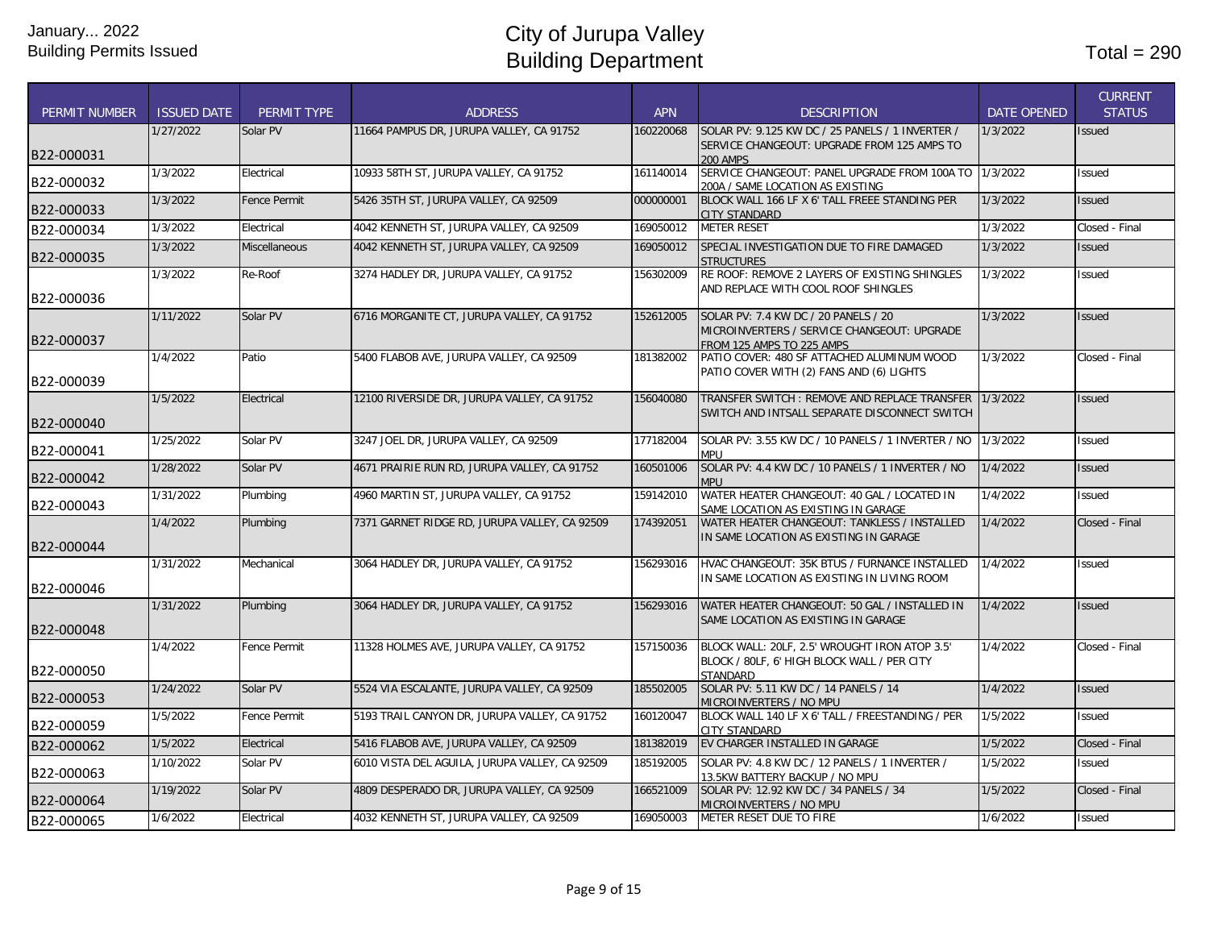January... 2022
Building Permits Issued

# City of Jurupa Valley
# Building Department

Total = 290

| PERMIT NUMBER | ISSUED DATE | PERMIT TYPE | ADDRESS | APN | DESCRIPTION | DATE OPENED | CURRENT STATUS |
|---|---|---|---|---|---|---|---|
| B22-000031 | 1/27/2022 | Solar PV | 11664 PAMPUS DR, JURUPA VALLEY, CA 91752 | 160220068 | SOLAR PV: 9.125 KW DC / 25 PANELS / 1 INVERTER / SERVICE CHANGEOUT: UPGRADE FROM 125 AMPS TO 200 AMPS | 1/3/2022 | Issued |
| B22-000032 | 1/3/2022 | Electrical | 10933 58TH ST, JURUPA VALLEY, CA 91752 | 161140014 | SERVICE CHANGEOUT: PANEL UPGRADE FROM 100A TO 200A / SAME LOCATION AS EXISTING | 1/3/2022 | Issued |
| B22-000033 | 1/3/2022 | Fence Permit | 5426 35TH ST, JURUPA VALLEY, CA 92509 | 000000001 | BLOCK WALL 166 LF X 6' TALL FREEE STANDING PER CITY STANDARD | 1/3/2022 | Issued |
| B22-000034 | 1/3/2022 | Electrical | 4042 KENNETH ST, JURUPA VALLEY, CA 92509 | 169050012 | METER RESET | 1/3/2022 | Closed - Final |
| B22-000035 | 1/3/2022 | Miscellaneous | 4042 KENNETH ST, JURUPA VALLEY, CA 92509 | 169050012 | SPECIAL INVESTIGATION DUE TO FIRE DAMAGED STRUCTURES | 1/3/2022 | Issued |
| B22-000036 | 1/3/2022 | Re-Roof | 3274 HADLEY DR, JURUPA VALLEY, CA 91752 | 156302009 | RE ROOF: REMOVE 2 LAYERS OF EXISTING SHINGLES AND REPLACE WITH COOL ROOF SHINGLES | 1/3/2022 | Issued |
| B22-000037 | 1/11/2022 | Solar PV | 6716 MORGANITE CT, JURUPA VALLEY, CA 91752 | 152612005 | SOLAR PV: 7.4 KW DC / 20 PANELS / 20 MICROINVERTERS / SERVICE CHANGEOUT: UPGRADE FROM 125 AMPS TO 225 AMPS | 1/3/2022 | Issued |
| B22-000039 | 1/4/2022 | Patio | 5400 FLABOB AVE, JURUPA VALLEY, CA 92509 | 181382002 | PATIO COVER: 480 SF ATTACHED ALUMINUM WOOD PATIO COVER WITH (2) FANS AND (6) LIGHTS | 1/3/2022 | Closed - Final |
| B22-000040 | 1/5/2022 | Electrical | 12100 RIVERSIDE DR, JURUPA VALLEY, CA 91752 | 156040080 | TRANSFER SWITCH : REMOVE AND REPLACE TRANSFER SWITCH AND INTSALL SEPARATE DISCONNECT SWITCH | 1/3/2022 | Issued |
| B22-000041 | 1/25/2022 | Solar PV | 3247 JOEL DR, JURUPA VALLEY, CA 92509 | 177182004 | SOLAR PV: 3.55 KW DC / 10 PANELS / 1 INVERTER / NO MPU | 1/3/2022 | Issued |
| B22-000042 | 1/28/2022 | Solar PV | 4671 PRAIRIE RUN RD, JURUPA VALLEY, CA 91752 | 160501006 | SOLAR PV: 4.4 KW DC / 10 PANELS / 1 INVERTER / NO MPU | 1/4/2022 | Issued |
| B22-000043 | 1/31/2022 | Plumbing | 4960 MARTIN ST, JURUPA VALLEY, CA 91752 | 159142010 | WATER HEATER CHANGEOUT: 40 GAL / LOCATED IN SAME LOCATION AS EXISTING IN GARAGE | 1/4/2022 | Issued |
| B22-000044 | 1/4/2022 | Plumbing | 7371 GARNET RIDGE RD, JURUPA VALLEY, CA 92509 | 174392051 | WATER HEATER CHANGEOUT: TANKLESS / INSTALLED IN SAME LOCATION AS EXISTING IN GARAGE | 1/4/2022 | Closed - Final |
| B22-000046 | 1/31/2022 | Mechanical | 3064 HADLEY DR, JURUPA VALLEY, CA 91752 | 156293016 | HVAC CHANGEOUT: 35K BTUS / FURNANCE INSTALLED IN SAME LOCATION AS EXISTING IN LIVING ROOM | 1/4/2022 | Issued |
| B22-000048 | 1/31/2022 | Plumbing | 3064 HADLEY DR, JURUPA VALLEY, CA 91752 | 156293016 | WATER HEATER CHANGEOUT: 50 GAL / INSTALLED IN SAME LOCATION AS EXISTING IN GARAGE | 1/4/2022 | Issued |
| B22-000050 | 1/4/2022 | Fence Permit | 11328 HOLMES AVE, JURUPA VALLEY, CA 91752 | 157150036 | BLOCK WALL: 20LF, 2.5' WROUGHT IRON ATOP 3.5' BLOCK / 80LF, 6' HIGH BLOCK WALL / PER CITY STANDARD | 1/4/2022 | Closed - Final |
| B22-000053 | 1/24/2022 | Solar PV | 5524 VIA ESCALANTE, JURUPA VALLEY, CA 92509 | 185502005 | SOLAR PV: 5.11 KW DC / 14 PANELS / 14 MICROINVERTERS / NO MPU | 1/4/2022 | Issued |
| B22-000059 | 1/5/2022 | Fence Permit | 5193 TRAIL CANYON DR, JURUPA VALLEY, CA 91752 | 160120047 | BLOCK WALL 140 LF X 6' TALL / FREESTANDING / PER CITY STANDARD | 1/5/2022 | Issued |
| B22-000062 | 1/5/2022 | Electrical | 5416 FLABOB AVE, JURUPA VALLEY, CA 92509 | 181382019 | EV CHARGER INSTALLED IN GARAGE | 1/5/2022 | Closed - Final |
| B22-000063 | 1/10/2022 | Solar PV | 6010 VISTA DEL AGUILA, JURUPA VALLEY, CA 92509 | 185192005 | SOLAR PV: 4.8 KW DC / 12 PANELS / 1 INVERTER / 13.5KW BATTERY BACKUP / NO MPU | 1/5/2022 | Issued |
| B22-000064 | 1/19/2022 | Solar PV | 4809 DESPERADO DR, JURUPA VALLEY, CA 92509 | 166521009 | SOLAR PV: 12.92 KW DC / 34 PANELS / 34 MICROINVERTERS / NO MPU | 1/5/2022 | Closed - Final |
| B22-000065 | 1/6/2022 | Electrical | 4032 KENNETH ST, JURUPA VALLEY, CA 92509 | 169050003 | METER RESET DUE TO FIRE | 1/6/2022 | Issued |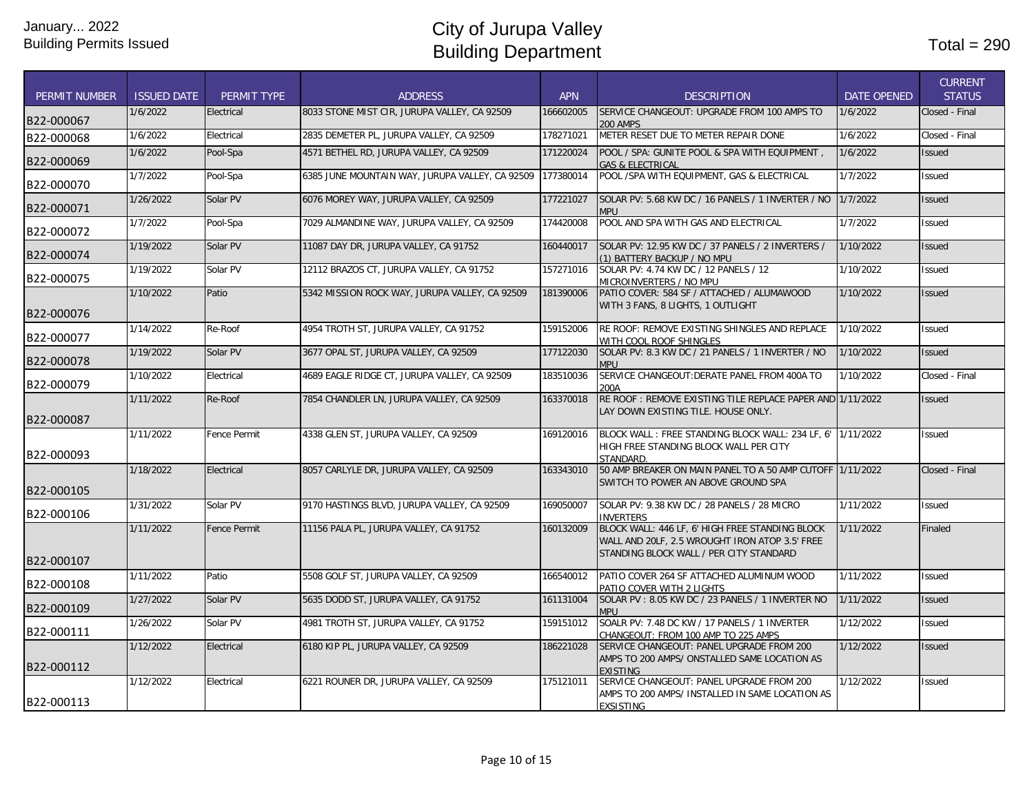January... 2022
Building Permits Issued

# City of Jurupa Valley
# Building Department

Total = 290

| PERMIT NUMBER | ISSUED DATE | PERMIT TYPE | ADDRESS | APN | DESCRIPTION | DATE OPENED | CURRENT STATUS |
|---|---|---|---|---|---|---|---|
| B22-000067 | 1/6/2022 | Electrical | 8033 STONE MIST CIR, JURUPA VALLEY, CA 92509 | 166602005 | SERVICE CHANGEOUT: UPGRADE FROM 100 AMPS TO 200 AMPS | 1/6/2022 | Closed - Final |
| B22-000068 | 1/6/2022 | Electrical | 2835 DEMETER PL, JURUPA VALLEY, CA 92509 | 178271021 | METER RESET DUE TO METER REPAIR DONE | 1/6/2022 | Closed - Final |
| B22-000069 | 1/6/2022 | Pool-Spa | 4571 BETHEL RD, JURUPA VALLEY, CA 92509 | 171220024 | POOL / SPA: GUNITE POOL & SPA WITH EQUIPMENT , GAS & ELECTRICAL | 1/6/2022 | Issued |
| B22-000070 | 1/7/2022 | Pool-Spa | 6385 JUNE MOUNTAIN WAY, JURUPA VALLEY, CA 92509 | 177380014 | POOL /SPA WITH EQUIPMENT, GAS & ELECTRICAL | 1/7/2022 | Issued |
| B22-000071 | 1/26/2022 | Solar PV | 6076 MOREY WAY, JURUPA VALLEY, CA 92509 | 177221027 | SOLAR PV: 5.68 KW DC / 16 PANELS / 1 INVERTER / NO MPU | 1/7/2022 | Issued |
| B22-000072 | 1/7/2022 | Pool-Spa | 7029 ALMANDINE WAY, JURUPA VALLEY, CA 92509 | 174420008 | POOL AND SPA WITH GAS AND ELECTRICAL | 1/7/2022 | Issued |
| B22-000074 | 1/19/2022 | Solar PV | 11087 DAY DR, JURUPA VALLEY, CA 91752 | 160440017 | SOLAR PV: 12.95 KW DC / 37 PANELS / 2 INVERTERS / (1) BATTERY BACKUP / NO MPU | 1/10/2022 | Issued |
| B22-000075 | 1/19/2022 | Solar PV | 12112 BRAZOS CT, JURUPA VALLEY, CA 91752 | 157271016 | SOLAR PV: 4.74 KW DC / 12 PANELS / 12 MICROINVERTERS / NO MPU | 1/10/2022 | Issued |
| B22-000076 | 1/10/2022 | Patio | 5342 MISSION ROCK WAY, JURUPA VALLEY, CA 92509 | 181390006 | PATIO COVER: 584 SF / ATTACHED / ALUMAWOOD WITH 3 FANS, 8 LIGHTS, 1 OUTLIGHT | 1/10/2022 | Issued |
| B22-000077 | 1/14/2022 | Re-Roof | 4954 TROTH ST, JURUPA VALLEY, CA 91752 | 159152006 | RE ROOF: REMOVE EXISTING SHINGLES AND REPLACE WITH COOL ROOF SHINGLES | 1/10/2022 | Issued |
| B22-000078 | 1/19/2022 | Solar PV | 3677 OPAL ST, JURUPA VALLEY, CA 92509 | 177122030 | SOLAR PV: 8.3 KW DC / 21 PANELS / 1 INVERTER / NO MPU | 1/10/2022 | Issued |
| B22-000079 | 1/10/2022 | Electrical | 4689 EAGLE RIDGE CT, JURUPA VALLEY, CA 92509 | 183510036 | SERVICE CHANGEOUT:DERATE PANEL FROM 400A TO 200A | 1/10/2022 | Closed - Final |
| B22-000087 | 1/11/2022 | Re-Roof | 7854 CHANDLER LN, JURUPA VALLEY, CA 92509 | 163370018 | RE ROOF : REMOVE EXISTING TILE REPLACE PAPER AND LAY DOWN EXISTING TILE. HOUSE ONLY. | 1/11/2022 | Issued |
| B22-000093 | 1/11/2022 | Fence Permit | 4338 GLEN ST, JURUPA VALLEY, CA 92509 | 169120016 | BLOCK WALL : FREE STANDING BLOCK WALL: 234 LF, 6' HIGH FREE STANDING BLOCK WALL PER CITY STANDARD. | 1/11/2022 | Issued |
| B22-000105 | 1/18/2022 | Electrical | 8057 CARLYLE DR, JURUPA VALLEY, CA 92509 | 163343010 | 50 AMP BREAKER ON MAIN PANEL TO A 50 AMP CUTOFF SWITCH TO POWER AN ABOVE GROUND SPA | 1/11/2022 | Closed - Final |
| B22-000106 | 1/31/2022 | Solar PV | 9170 HASTINGS BLVD, JURUPA VALLEY, CA 92509 | 169050007 | SOLAR PV: 9.38 KW DC / 28 PANELS / 28 MICRO INVERTERS | 1/11/2022 | Issued |
| B22-000107 | 1/11/2022 | Fence Permit | 11156 PALA PL, JURUPA VALLEY, CA 91752 | 160132009 | BLOCK WALL: 446 LF, 6' HIGH FREE STANDING BLOCK WALL AND 20LF, 2.5 WROUGHT IRON ATOP 3.5' FREE STANDING BLOCK WALL / PER CITY STANDARD | 1/11/2022 | Finaled |
| B22-000108 | 1/11/2022 | Patio | 5508 GOLF ST, JURUPA VALLEY, CA 92509 | 166540012 | PATIO COVER 264 SF ATTACHED ALUMINUM WOOD PATIO COVER WITH 2 LIGHTS | 1/11/2022 | Issued |
| B22-000109 | 1/27/2022 | Solar PV | 5635 DODD ST, JURUPA VALLEY, CA 91752 | 161131004 | SOLAR PV : 8.05 KW DC / 23 PANELS / 1 INVERTER NO MPU | 1/11/2022 | Issued |
| B22-000111 | 1/26/2022 | Solar PV | 4981 TROTH ST, JURUPA VALLEY, CA 91752 | 159151012 | SOALR PV: 7.48 DC KW / 17 PANELS / 1 INVERTER CHANGEOUT: FROM 100 AMP TO 225 AMPS | 1/12/2022 | Issued |
| B22-000112 | 1/12/2022 | Electrical | 6180 KIP PL, JURUPA VALLEY, CA 92509 | 186221028 | SERVICE CHANGEOUT: PANEL UPGRADE FROM 200 AMPS TO 200 AMPS/ ONSTALLED SAME LOCATION AS EXISTING | 1/12/2022 | Issued |
| B22-000113 | 1/12/2022 | Electrical | 6221 ROUNER DR, JURUPA VALLEY, CA 92509 | 175121011 | SERVICE CHANGEOUT: PANEL UPGRADE FROM 200 AMPS TO 200 AMPS/ INSTALLED IN SAME LOCATION AS EXSISTING | 1/12/2022 | Issued |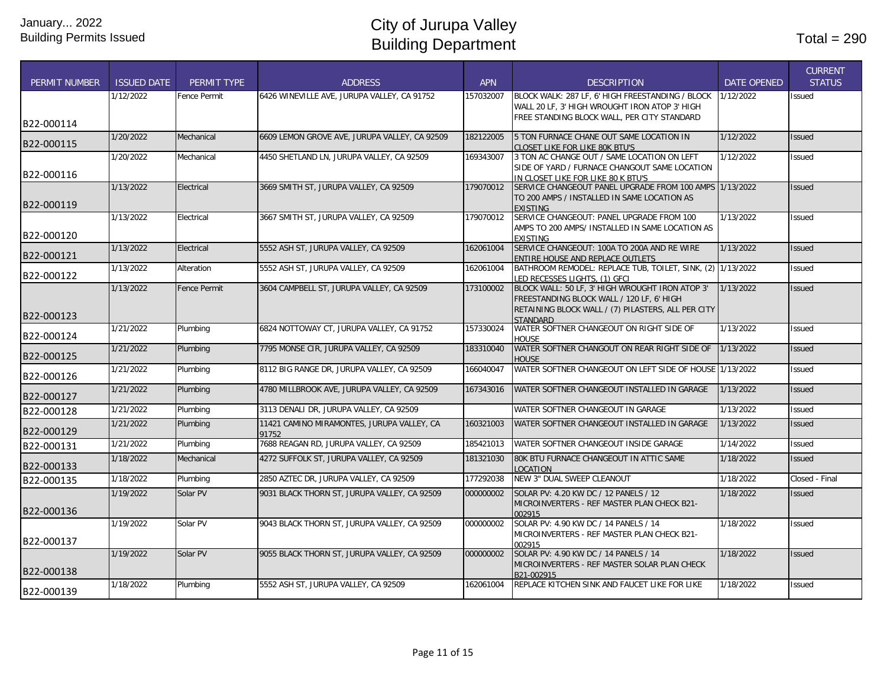January... 2022
Building Permits Issued

# City of Jurupa Valley
# Building Department

Total = 290

| PERMIT NUMBER | ISSUED DATE | PERMIT TYPE | ADDRESS | APN | DESCRIPTION | DATE OPENED | CURRENT STATUS |
|---|---|---|---|---|---|---|---|
| B22-000114 | 1/12/2022 | Fence Permit | 6426 WINEVILLE AVE, JURUPA VALLEY, CA 91752 | 157032007 | BLOCK WALK: 287 LF, 6' HIGH FREESTANDING / BLOCK WALL 20 LF, 3' HIGH WROUGHT IRON ATOP 3' HIGH FREE STANDING BLOCK WALL, PER CITY STANDARD | 1/12/2022 | Issued |
| B22-000115 | 1/20/2022 | Mechanical | 6609 LEMON GROVE AVE, JURUPA VALLEY, CA 92509 | 182122005 | 5 TON FURNACE CHANE OUT SAME LOCATION IN CLOSET LIKE FOR LIKE 80K BTU'S | 1/12/2022 | Issued |
| B22-000116 | 1/20/2022 | Mechanical | 4450 SHETLAND LN, JURUPA VALLEY, CA 92509 | 169343007 | 3 TON AC CHANGE OUT / SAME LOCATION ON LEFT SIDE OF YARD / FURNACE CHANGOUT SAME LOCATION IN CLOSET LIKE FOR LIKE 80 K BTU'S | 1/12/2022 | Issued |
| B22-000119 | 1/13/2022 | Electrical | 3669 SMITH ST, JURUPA VALLEY, CA 92509 | 179070012 | SERVICE CHANGEOUT PANEL UPGRADE FROM 100 AMPS TO 200 AMPS / INSTALLED IN SAME LOCATION AS EXISTING | 1/13/2022 | Issued |
| B22-000120 | 1/13/2022 | Electrical | 3667 SMITH ST, JURUPA VALLEY, CA 92509 | 179070012 | SERVICE CHANGEOUT: PANEL UPGRADE FROM 100 AMPS TO 200 AMPS/ INSTALLED IN SAME LOCATION AS EXISTING | 1/13/2022 | Issued |
| B22-000121 | 1/13/2022 | Electrical | 5552 ASH ST, JURUPA VALLEY, CA 92509 | 162061004 | SERVICE CHANGEOUT: 100A TO 200A AND RE WIRE ENTIRE HOUSE AND REPLACE OUTLETS | 1/13/2022 | Issued |
| B22-000122 | 1/13/2022 | Alteration | 5552 ASH ST, JURUPA VALLEY, CA 92509 | 162061004 | BATHROOM REMODEL: REPLACE TUB, TOILET, SINK, (2) LED RECESSES LIGHTS, (1) GFCI | 1/13/2022 | Issued |
| B22-000123 | 1/13/2022 | Fence Permit | 3604 CAMPBELL ST, JURUPA VALLEY, CA 92509 | 173100002 | BLOCK WALL: 50 LF, 3' HIGH WROUGHT IRON ATOP 3' FREESTANDING BLOCK WALL / 120 LF, 6' HIGH RETAINING BLOCK WALL / (7) PILASTERS, ALL PER CITY STANDARD | 1/13/2022 | Issued |
| B22-000124 | 1/21/2022 | Plumbing | 6824 NOTTOWAY CT, JURUPA VALLEY, CA 91752 | 157330024 | WATER SOFTNER CHANGEOUT ON RIGHT SIDE OF HOUSE | 1/13/2022 | Issued |
| B22-000125 | 1/21/2022 | Plumbing | 7795 MONSE CIR, JURUPA VALLEY, CA 92509 | 183310040 | WATER SOFTNER CHANGOUT ON REAR RIGHT SIDE OF HOUSE | 1/13/2022 | Issued |
| B22-000126 | 1/21/2022 | Plumbing | 8112 BIG RANGE DR, JURUPA VALLEY, CA 92509 | 166040047 | WATER SOFTNER CHANGEOUT ON LEFT SIDE OF HOUSE | 1/13/2022 | Issued |
| B22-000127 | 1/21/2022 | Plumbing | 4780 MILLBROOK AVE, JURUPA VALLEY, CA 92509 | 167343016 | WATER SOFTNER CHANGEOUT INSTALLED IN GARAGE | 1/13/2022 | Issued |
| B22-000128 | 1/21/2022 | Plumbing | 3113 DENALI DR, JURUPA VALLEY, CA 92509 | | WATER SOFTNER CHANGEOUT IN GARAGE | 1/13/2022 | Issued |
| B22-000129 | 1/21/2022 | Plumbing | 11421 CAMINO MIRAMONTES, JURUPA VALLEY, CA 91752 | 160321003 | WATER SOFTNER CHANGEOUT INSTALLED IN GARAGE | 1/13/2022 | Issued |
| B22-000131 | 1/21/2022 | Plumbing | 7688 REAGAN RD, JURUPA VALLEY, CA 92509 | 185421013 | WATER SOFTNER CHANGEOUT INSIDE GARAGE | 1/14/2022 | Issued |
| B22-000133 | 1/18/2022 | Mechanical | 4272 SUFFOLK ST, JURUPA VALLEY, CA 92509 | 181321030 | 80K BTU FURNACE CHANGEOUT IN ATTIC SAME LOCATION | 1/18/2022 | Issued |
| B22-000135 | 1/18/2022 | Plumbing | 2850 AZTEC DR, JURUPA VALLEY, CA 92509 | 177292038 | NEW 3" DUAL SWEEP CLEANOUT | 1/18/2022 | Closed - Final |
| B22-000136 | 1/19/2022 | Solar PV | 9031 BLACK THORN ST, JURUPA VALLEY, CA 92509 | 000000002 | SOLAR PV: 4.20 KW DC / 12 PANELS / 12 MICROINVERTERS - REF MASTER PLAN CHECK B21-002915 | 1/18/2022 | Issued |
| B22-000137 | 1/19/2022 | Solar PV | 9043 BLACK THORN ST, JURUPA VALLEY, CA 92509 | 000000002 | SOLAR PV: 4.90 KW DC / 14 PANELS / 14 MICROINVERTERS - REF MASTER PLAN CHECK B21-002915 | 1/18/2022 | Issued |
| B22-000138 | 1/19/2022 | Solar PV | 9055 BLACK THORN ST, JURUPA VALLEY, CA 92509 | 000000002 | SOLAR PV: 4.90 KW DC / 14 PANELS / 14 MICROINVERTERS - REF MASTER SOLAR PLAN CHECK B21-002915 | 1/18/2022 | Issued |
| B22-000139 | 1/18/2022 | Plumbing | 5552 ASH ST, JURUPA VALLEY, CA 92509 | 162061004 | REPLACE KITCHEN SINK AND FAUCET LIKE FOR LIKE | 1/18/2022 | Issued |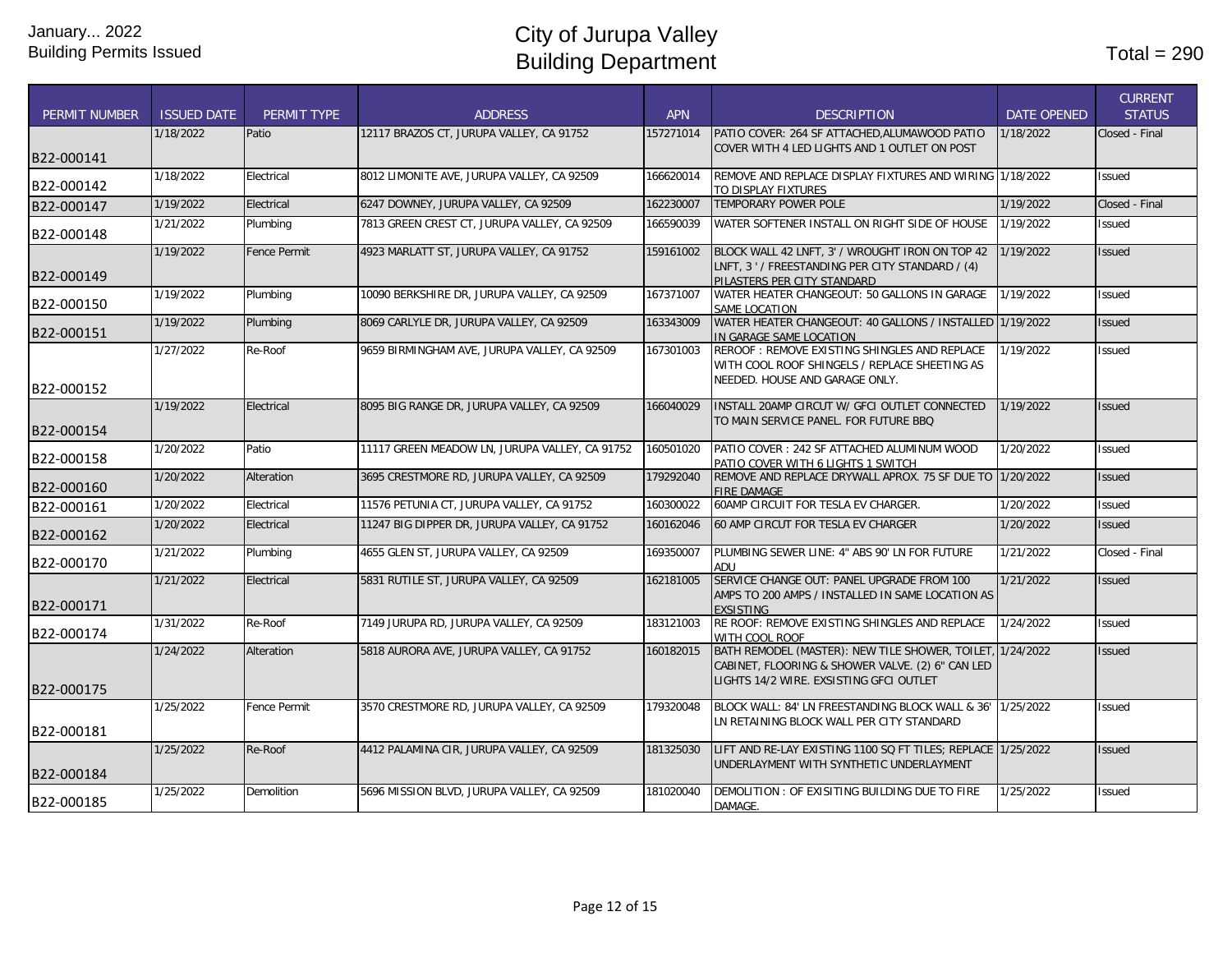January... 2022
Building Permits Issued

# City of Jurupa Valley
## Building Department

Total = 290

| PERMIT NUMBER | ISSUED DATE | PERMIT TYPE | ADDRESS | APN | DESCRIPTION | DATE OPENED | CURRENT STATUS |
|---|---|---|---|---|---|---|---|
| B22-000141 | 1/18/2022 | Patio | 12117 BRAZOS CT, JURUPA VALLEY, CA 91752 | 157271014 | PATIO COVER: 264 SF ATTACHED,ALUMAWOOD PATIO COVER WITH 4 LED LIGHTS AND 1 OUTLET ON POST | 1/18/2022 | Closed - Final |
| B22-000142 | 1/18/2022 | Electrical | 8012 LIMONITE AVE, JURUPA VALLEY, CA 92509 | 166620014 | REMOVE AND REPLACE DISPLAY FIXTURES AND WIRING TO DISPLAY FIXTURES | 1/18/2022 | Issued |
| B22-000147 | 1/19/2022 | Electrical | 6247 DOWNEY, JURUPA VALLEY, CA 92509 | 162230007 | TEMPORARY POWER POLE | 1/19/2022 | Closed - Final |
| B22-000148 | 1/21/2022 | Plumbing | 7813 GREEN CREST CT, JURUPA VALLEY, CA 92509 | 166590039 | WATER SOFTENER INSTALL ON RIGHT SIDE OF HOUSE | 1/19/2022 | Issued |
| B22-000149 | 1/19/2022 | Fence Permit | 4923 MARLATT ST, JURUPA VALLEY, CA 91752 | 159161002 | BLOCK WALL 42 LNFT, 3' / WROUGHT IRON ON TOP 42 LNFT, 3 ' / FREESTANDING PER CITY STANDARD / (4) PILASTERS PER CITY STANDARD | 1/19/2022 | Issued |
| B22-000150 | 1/19/2022 | Plumbing | 10090 BERKSHIRE DR, JURUPA VALLEY, CA 92509 | 167371007 | WATER HEATER CHANGEOUT: 50 GALLONS IN GARAGE SAME LOCATION | 1/19/2022 | Issued |
| B22-000151 | 1/19/2022 | Plumbing | 8069 CARLYLE DR, JURUPA VALLEY, CA 92509 | 163343009 | WATER HEATER CHANGEOUT: 40 GALLONS / INSTALLED IN GARAGE SAME LOCATION | 1/19/2022 | Issued |
| B22-000152 | 1/27/2022 | Re-Roof | 9659 BIRMINGHAM AVE, JURUPA VALLEY, CA 92509 | 167301003 | REROOF : REMOVE EXISTING SHINGLES AND REPLACE WITH COOL ROOF SHINGELS / REPLACE SHEETING AS NEEDED. HOUSE AND GARAGE ONLY. | 1/19/2022 | Issued |
| B22-000154 | 1/19/2022 | Electrical | 8095 BIG RANGE DR, JURUPA VALLEY, CA 92509 | 166040029 | INSTALL 20AMP CIRCUT W/ GFCI OUTLET CONNECTED TO MAIN SERVICE PANEL. FOR FUTURE BBQ | 1/19/2022 | Issued |
| B22-000158 | 1/20/2022 | Patio | 11117 GREEN MEADOW LN, JURUPA VALLEY, CA 91752 | 160501020 | PATIO COVER : 242 SF ATTACHED ALUMINUM WOOD PATIO COVER WITH 6 LIGHTS 1 SWITCH | 1/20/2022 | Issued |
| B22-000160 | 1/20/2022 | Alteration | 3695 CRESTMORE RD, JURUPA VALLEY, CA 92509 | 179292040 | REMOVE AND REPLACE DRYWALL APROX. 75 SF DUE TO FIRE DAMAGE | 1/20/2022 | Issued |
| B22-000161 | 1/20/2022 | Electrical | 11576 PETUNIA CT, JURUPA VALLEY, CA 91752 | 160300022 | 60AMP CIRCUIT FOR TESLA EV CHARGER. | 1/20/2022 | Issued |
| B22-000162 | 1/20/2022 | Electrical | 11247 BIG DIPPER DR, JURUPA VALLEY, CA 91752 | 160162046 | 60 AMP CIRCUT FOR TESLA EV CHARGER | 1/20/2022 | Issued |
| B22-000170 | 1/21/2022 | Plumbing | 4655 GLEN ST, JURUPA VALLEY, CA 92509 | 169350007 | PLUMBING SEWER LINE: 4" ABS 90' LN FOR FUTURE ADU | 1/21/2022 | Closed - Final |
| B22-000171 | 1/21/2022 | Electrical | 5831 RUTILE ST, JURUPA VALLEY, CA 92509 | 162181005 | SERVICE CHANGE OUT: PANEL UPGRADE FROM 100 AMPS TO 200 AMPS / INSTALLED IN SAME LOCATION AS EXSISTING | 1/21/2022 | Issued |
| B22-000174 | 1/31/2022 | Re-Roof | 7149 JURUPA RD, JURUPA VALLEY, CA 92509 | 183121003 | RE ROOF: REMOVE EXISTING SHINGLES AND REPLACE WITH COOL ROOF | 1/24/2022 | Issued |
| B22-000175 | 1/24/2022 | Alteration | 5818 AURORA AVE, JURUPA VALLEY, CA 91752 | 160182015 | BATH REMODEL (MASTER): NEW TILE SHOWER, TOILET, CABINET, FLOORING & SHOWER VALVE. (2) 6" CAN LED LIGHTS 14/2 WIRE. EXSISTING GFCI OUTLET | 1/24/2022 | Issued |
| B22-000181 | 1/25/2022 | Fence Permit | 3570 CRESTMORE RD, JURUPA VALLEY, CA 92509 | 179320048 | BLOCK WALL: 84' LN FREESTANDING BLOCK WALL & 36' LN RETAINING BLOCK WALL PER CITY STANDARD | 1/25/2022 | Issued |
| B22-000184 | 1/25/2022 | Re-Roof | 4412 PALAMINA CIR, JURUPA VALLEY, CA 92509 | 181325030 | LIFT AND RE-LAY EXISTING 1100 SQ FT TILES; REPLACE UNDERLAYMENT WITH SYNTHETIC UNDERLAYMENT | 1/25/2022 | Issued |
| B22-000185 | 1/25/2022 | Demolition | 5696 MISSION BLVD, JURUPA VALLEY, CA 92509 | 181020040 | DEMOLITION : OF EXISITING BUILDING DUE TO FIRE DAMAGE. | 1/25/2022 | Issued |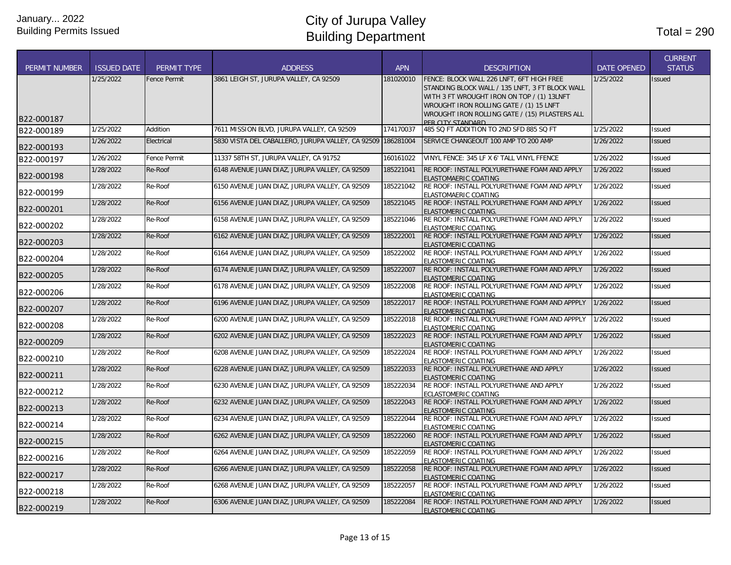January... 2022
Building Permits Issued

# City of Jurupa Valley
# Building Department

Total = 290

| PERMIT NUMBER | ISSUED DATE | PERMIT TYPE | ADDRESS | APN | DESCRIPTION | DATE OPENED | CURRENT STATUS |
|---|---|---|---|---|---|---|---|
| B22-000187 | 1/25/2022 | Fence Permit | 3861 LEIGH ST, JURUPA VALLEY, CA 92509 | 181020010 | FENCE: BLOCK WALL 226 LNFT, 6FT HIGH FREE STANDING BLOCK WALL / 135 LNFT, 3 FT BLOCK WALL WITH 3 FT WROUGHT IRON ON TOP / (1) 13LNFT WROUGHT IRON ROLLING GATE / (1) 15 LNFT WROUGHT IRON ROLLING GATE / (15) PILASTERS ALL PER CITY STANDARD | 1/25/2022 | Issued |
| B22-000189 | 1/25/2022 | Addition | 7611 MISSION BLVD, JURUPA VALLEY, CA 92509 | 174170037 | 485 SQ FT ADDITION TO 2ND SFD 885 SQ FT | 1/25/2022 | Issued |
| B22-000193 | 1/26/2022 | Electrical | 5830 VISTA DEL CABALLERO, JURUPA VALLEY, CA 92509 | 186281004 | SERVICE CHANGEOUT 100 AMP TO 200 AMP | 1/26/2022 | Issued |
| B22-000197 | 1/26/2022 | Fence Permit | 11337 58TH ST, JURUPA VALLEY, CA 91752 | 160161022 | VINYL FENCE: 345 LF X 6' TALL VINYL FFENCE | 1/26/2022 | Issued |
| B22-000198 | 1/28/2022 | Re-Roof | 6148 AVENUE JUAN DIAZ, JURUPA VALLEY, CA 92509 | 185221041 | RE ROOF: INSTALL POLYURETHANE FOAM AND APPLY ELASTOMAERIC COATING | 1/26/2022 | Issued |
| B22-000199 | 1/28/2022 | Re-Roof | 6150 AVENUE JUAN DIAZ, JURUPA VALLEY, CA 92509 | 185221042 | RE ROOF: INSTALL POLYURETHANE FOAM AND APPLY ELASTOMAERIC COATING | 1/26/2022 | Issued |
| B22-000201 | 1/28/2022 | Re-Roof | 6156 AVENUE JUAN DIAZ, JURUPA VALLEY, CA 92509 | 185221045 | RE ROOF: INSTALL POLYURETHANE FOAM AND APPLY ELASTOMERIC COATING. | 1/26/2022 | Issued |
| B22-000202 | 1/28/2022 | Re-Roof | 6158 AVENUE JUAN DIAZ, JURUPA VALLEY, CA 92509 | 185221046 | RE ROOF: INSTALL POLYURETHANE FOAM AND APPLY ELASTOMERIC COATING. | 1/26/2022 | Issued |
| B22-000203 | 1/28/2022 | Re-Roof | 6162 AVENUE JUAN DIAZ, JURUPA VALLEY, CA 92509 | 185222001 | RE ROOF: INSTALL POLYURETHANE FOAM AND APPLY ELASTOMERIC COATING | 1/26/2022 | Issued |
| B22-000204 | 1/28/2022 | Re-Roof | 6164 AVENUE JUAN DIAZ, JURUPA VALLEY, CA 92509 | 185222002 | RE ROOF: INSTALL POLYURETHANE FOAM AND APPLY ELASTOMERIC COATING | 1/26/2022 | Issued |
| B22-000205 | 1/28/2022 | Re-Roof | 6174 AVENUE JUAN DIAZ, JURUPA VALLEY, CA 92509 | 185222007 | RE ROOF: INSTALL POLYURETHANE FOAM AND APPLY ELASTOMERIC COATING | 1/26/2022 | Issued |
| B22-000206 | 1/28/2022 | Re-Roof | 6178 AVENUE JUAN DIAZ, JURUPA VALLEY, CA 92509 | 185222008 | RE ROOF: INSTALL POLYURETHANE FOAM AND APPLY ELASTOMERIC COATING | 1/26/2022 | Issued |
| B22-000207 | 1/28/2022 | Re-Roof | 6196 AVENUE JUAN DIAZ, JURUPA VALLEY, CA 92509 | 185222017 | RE ROOF: INSTALL POLYURETHANE FOAM AND APPPLY ELASTOMERIC COATING | 1/26/2022 | Issued |
| B22-000208 | 1/28/2022 | Re-Roof | 6200 AVENUE JUAN DIAZ, JURUPA VALLEY, CA 92509 | 185222018 | RE ROOF: INSTALL POLYURETHANE FOAM AND APPPLY ELASTOMERIC COATING | 1/26/2022 | Issued |
| B22-000209 | 1/28/2022 | Re-Roof | 6202 AVENUE JUAN DIAZ, JURUPA VALLEY, CA 92509 | 185222023 | RE ROOF: INSTALL POLYURETHANE FOAM AND APPLY ELASTOMERIC COATING | 1/26/2022 | Issued |
| B22-000210 | 1/28/2022 | Re-Roof | 6208 AVENUE JUAN DIAZ, JURUPA VALLEY, CA 92509 | 185222024 | RE ROOF: INSTALL POLYURETHANE FOAM AND APPLY ELASTOMERIC COATING | 1/26/2022 | Issued |
| B22-000211 | 1/28/2022 | Re-Roof | 6228 AVENUE JUAN DIAZ, JURUPA VALLEY, CA 92509 | 185222033 | RE ROOF: INSTALL POLYURETHANE AND APPLY ELASTOMERIC COATING | 1/26/2022 | Issued |
| B22-000212 | 1/28/2022 | Re-Roof | 6230 AVENUE JUAN DIAZ, JURUPA VALLEY, CA 92509 | 185222034 | RE ROOF: INSTALL POLYURETHANE AND APPLY ECLASTOMERIC COATING | 1/26/2022 | Issued |
| B22-000213 | 1/28/2022 | Re-Roof | 6232 AVENUE JUAN DIAZ, JURUPA VALLEY, CA 92509 | 185222043 | RE ROOF: INSTALL POLYURETHANE FOAM AND APPLY ELASTOMERIC COATING | 1/26/2022 | Issued |
| B22-000214 | 1/28/2022 | Re-Roof | 6234 AVENUE JUAN DIAZ, JURUPA VALLEY, CA 92509 | 185222044 | RE ROOF: INSTALL POLYURETHANE FOAM AND APPLY ELASTOMERIC COATING | 1/26/2022 | Issued |
| B22-000215 | 1/28/2022 | Re-Roof | 6262 AVENUE JUAN DIAZ, JURUPA VALLEY, CA 92509 | 185222060 | RE ROOF: INSTALL POLYURETHANE FOAM AND APPLY ELASTOMERIC COATING | 1/26/2022 | Issued |
| B22-000216 | 1/28/2022 | Re-Roof | 6264 AVENUE JUAN DIAZ, JURUPA VALLEY, CA 92509 | 185222059 | RE ROOF: INSTALL POLYURETHANE FOAM AND APPLY ELASTOMERIC COATING | 1/26/2022 | Issued |
| B22-000217 | 1/28/2022 | Re-Roof | 6266 AVENUE JUAN DIAZ, JURUPA VALLEY, CA 92509 | 185222058 | RE ROOF: INSTALL POLYURETHANE FOAM AND APPLY ELASTOMERIC COATING | 1/26/2022 | Issued |
| B22-000218 | 1/28/2022 | Re-Roof | 6268 AVENUE JUAN DIAZ, JURUPA VALLEY, CA 92509 | 185222057 | RE ROOF: INSTALL POLYURETHANE FOAM AND APPLY ELASTOMERIC COATING | 1/26/2022 | Issued |
| B22-000219 | 1/28/2022 | Re-Roof | 6306 AVENUE JUAN DIAZ, JURUPA VALLEY, CA 92509 | 185222084 | RE ROOF: INSTALL POLYURETHANE FOAM AND APPLY ELASTOMERIC COATING | 1/26/2022 | Issued |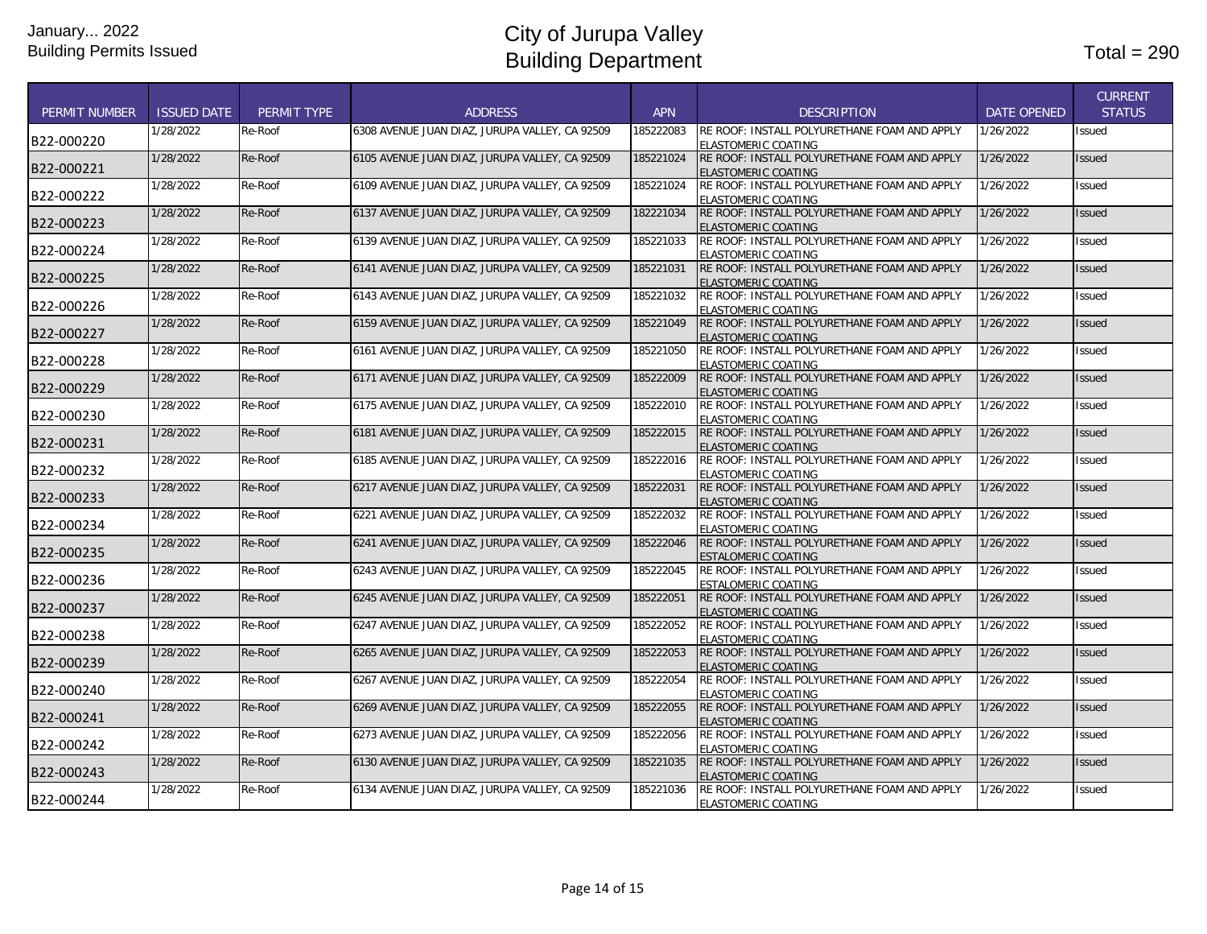January... 2022
Building Permits Issued

# City of Jurupa Valley
# Building Department

Total = 290

| PERMIT NUMBER | ISSUED DATE | PERMIT TYPE | ADDRESS | APN | DESCRIPTION | DATE OPENED | CURRENT STATUS |
|---|---|---|---|---|---|---|---|
| B22-000220 | 1/28/2022 | Re-Roof | 6308 AVENUE JUAN DIAZ, JURUPA VALLEY, CA 92509 | 185222083 | RE ROOF: INSTALL POLYURETHANE FOAM AND APPLY ELASTOMERIC COATING | 1/26/2022 | Issued |
| B22-000221 | 1/28/2022 | Re-Roof | 6105 AVENUE JUAN DIAZ, JURUPA VALLEY, CA 92509 | 185221024 | RE ROOF: INSTALL POLYURETHANE FOAM AND APPLY ELASTOMERIC COATING | 1/26/2022 | Issued |
| B22-000222 | 1/28/2022 | Re-Roof | 6109 AVENUE JUAN DIAZ, JURUPA VALLEY, CA 92509 | 185221024 | RE ROOF: INSTALL POLYURETHANE FOAM AND APPLY ELASTOMERIC COATING | 1/26/2022 | Issued |
| B22-000223 | 1/28/2022 | Re-Roof | 6137 AVENUE JUAN DIAZ, JURUPA VALLEY, CA 92509 | 182221034 | RE ROOF: INSTALL POLYURETHANE FOAM AND APPLY ELASTOMERIC COATING | 1/26/2022 | Issued |
| B22-000224 | 1/28/2022 | Re-Roof | 6139 AVENUE JUAN DIAZ, JURUPA VALLEY, CA 92509 | 185221033 | RE ROOF: INSTALL POLYURETHANE FOAM AND APPLY ELASTOMERIC COATING | 1/26/2022 | Issued |
| B22-000225 | 1/28/2022 | Re-Roof | 6141 AVENUE JUAN DIAZ, JURUPA VALLEY, CA 92509 | 185221031 | RE ROOF: INSTALL POLYURETHANE FOAM AND APPLY ELASTOMERIC COATING | 1/26/2022 | Issued |
| B22-000226 | 1/28/2022 | Re-Roof | 6143 AVENUE JUAN DIAZ, JURUPA VALLEY, CA 92509 | 185221032 | RE ROOF: INSTALL POLYURETHANE FOAM AND APPLY ELASTOMERIC COATING | 1/26/2022 | Issued |
| B22-000227 | 1/28/2022 | Re-Roof | 6159 AVENUE JUAN DIAZ, JURUPA VALLEY, CA 92509 | 185221049 | RE ROOF: INSTALL POLYURETHANE FOAM AND APPLY ELASTOMERIC COATING | 1/26/2022 | Issued |
| B22-000228 | 1/28/2022 | Re-Roof | 6161 AVENUE JUAN DIAZ, JURUPA VALLEY, CA 92509 | 185221050 | RE ROOF: INSTALL POLYURETHANE FOAM AND APPLY ELASTOMERIC COATING | 1/26/2022 | Issued |
| B22-000229 | 1/28/2022 | Re-Roof | 6171 AVENUE JUAN DIAZ, JURUPA VALLEY, CA 92509 | 185222009 | RE ROOF: INSTALL POLYURETHANE FOAM AND APPLY ELASTOMERIC COATING | 1/26/2022 | Issued |
| B22-000230 | 1/28/2022 | Re-Roof | 6175 AVENUE JUAN DIAZ, JURUPA VALLEY, CA 92509 | 185222010 | RE ROOF: INSTALL POLYURETHANE FOAM AND APPLY ELASTOMERIC COATING | 1/26/2022 | Issued |
| B22-000231 | 1/28/2022 | Re-Roof | 6181 AVENUE JUAN DIAZ, JURUPA VALLEY, CA 92509 | 185222015 | RE ROOF: INSTALL POLYURETHANE FOAM AND APPLY ELASTOMERIC COATING | 1/26/2022 | Issued |
| B22-000232 | 1/28/2022 | Re-Roof | 6185 AVENUE JUAN DIAZ, JURUPA VALLEY, CA 92509 | 185222016 | RE ROOF: INSTALL POLYURETHANE FOAM AND APPLY ELASTOMERIC COATING | 1/26/2022 | Issued |
| B22-000233 | 1/28/2022 | Re-Roof | 6217 AVENUE JUAN DIAZ, JURUPA VALLEY, CA 92509 | 185222031 | RE ROOF: INSTALL POLYURETHANE FOAM AND APPLY ELASTOMERIC COATING | 1/26/2022 | Issued |
| B22-000234 | 1/28/2022 | Re-Roof | 6221 AVENUE JUAN DIAZ, JURUPA VALLEY, CA 92509 | 185222032 | RE ROOF: INSTALL POLYURETHANE FOAM AND APPLY ELASTOMERIC COATING | 1/26/2022 | Issued |
| B22-000235 | 1/28/2022 | Re-Roof | 6241 AVENUE JUAN DIAZ, JURUPA VALLEY, CA 92509 | 185222046 | RE ROOF: INSTALL POLYURETHANE FOAM AND APPLY ESTALOMERIC COATING | 1/26/2022 | Issued |
| B22-000236 | 1/28/2022 | Re-Roof | 6243 AVENUE JUAN DIAZ, JURUPA VALLEY, CA 92509 | 185222045 | RE ROOF: INSTALL POLYURETHANE FOAM AND APPLY ESTALOMERIC COATING | 1/26/2022 | Issued |
| B22-000237 | 1/28/2022 | Re-Roof | 6245 AVENUE JUAN DIAZ, JURUPA VALLEY, CA 92509 | 185222051 | RE ROOF: INSTALL POLYURETHANE FOAM AND APPLY ELASTOMERIC COATING | 1/26/2022 | Issued |
| B22-000238 | 1/28/2022 | Re-Roof | 6247 AVENUE JUAN DIAZ, JURUPA VALLEY, CA 92509 | 185222052 | RE ROOF: INSTALL POLYURETHANE FOAM AND APPLY ELASTOMERIC COATING | 1/26/2022 | Issued |
| B22-000239 | 1/28/2022 | Re-Roof | 6265 AVENUE JUAN DIAZ, JURUPA VALLEY, CA 92509 | 185222053 | RE ROOF: INSTALL POLYURETHANE FOAM AND APPLY ELASTOMERIC COATING | 1/26/2022 | Issued |
| B22-000240 | 1/28/2022 | Re-Roof | 6267 AVENUE JUAN DIAZ, JURUPA VALLEY, CA 92509 | 185222054 | RE ROOF: INSTALL POLYURETHANE FOAM AND APPLY ELASTOMERIC COATING | 1/26/2022 | Issued |
| B22-000241 | 1/28/2022 | Re-Roof | 6269 AVENUE JUAN DIAZ, JURUPA VALLEY, CA 92509 | 185222055 | RE ROOF: INSTALL POLYURETHANE FOAM AND APPLY ELASTOMERIC COATING | 1/26/2022 | Issued |
| B22-000242 | 1/28/2022 | Re-Roof | 6273 AVENUE JUAN DIAZ, JURUPA VALLEY, CA 92509 | 185222056 | RE ROOF: INSTALL POLYURETHANE FOAM AND APPLY ELASTOMERIC COATING | 1/26/2022 | Issued |
| B22-000243 | 1/28/2022 | Re-Roof | 6130 AVENUE JUAN DIAZ, JURUPA VALLEY, CA 92509 | 185221035 | RE ROOF: INSTALL POLYURETHANE FOAM AND APPLY ELASTOMERIC COATING | 1/26/2022 | Issued |
| B22-000244 | 1/28/2022 | Re-Roof | 6134 AVENUE JUAN DIAZ, JURUPA VALLEY, CA 92509 | 185221036 | RE ROOF: INSTALL POLYURETHANE FOAM AND APPLY ELASTOMERIC COATING | 1/26/2022 | Issued |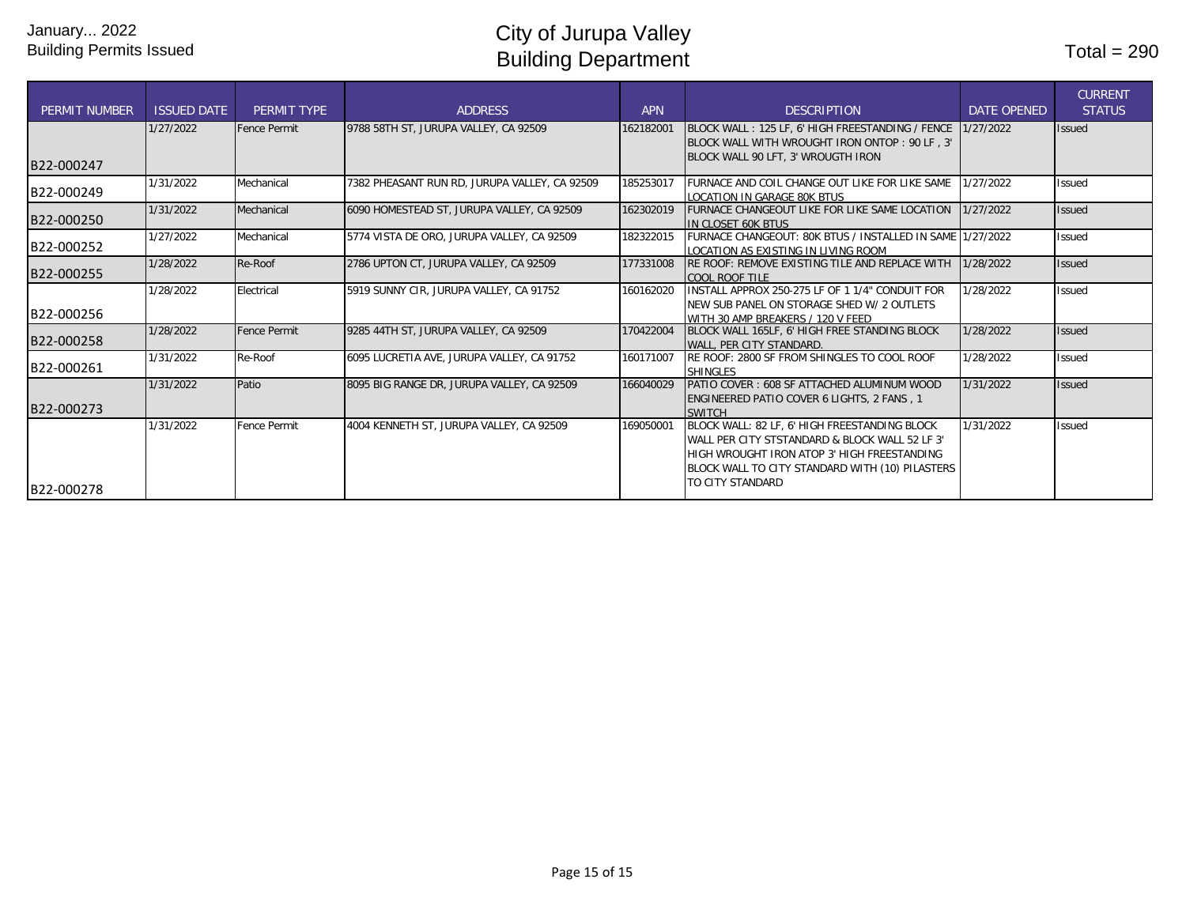January... 2022
Building Permits Issued

# City of Jurupa Valley
# Building Department

Total = 290

| PERMIT NUMBER | ISSUED DATE | PERMIT TYPE | ADDRESS | APN | DESCRIPTION | DATE OPENED | CURRENT STATUS |
|---|---|---|---|---|---|---|---|
| B22-000247 | 1/27/2022 | Fence Permit | 9788 58TH ST, JURUPA VALLEY, CA 92509 | 162182001 | BLOCK WALL : 125 LF, 6' HIGH FREESTANDING / FENCE BLOCK WALL WITH WROUGHT IRON ONTOP : 90 LF , 3' BLOCK WALL 90 LFT, 3' WROUGTH IRON | 1/27/2022 | Issued |
| B22-000249 | 1/31/2022 | Mechanical | 7382 PHEASANT RUN RD, JURUPA VALLEY, CA 92509 | 185253017 | FURNACE AND COIL CHANGE OUT LIKE FOR LIKE SAME LOCATION IN GARAGE 80K BTUS | 1/27/2022 | Issued |
| B22-000250 | 1/31/2022 | Mechanical | 6090 HOMESTEAD ST, JURUPA VALLEY, CA 92509 | 162302019 | FURNACE CHANGEOUT LIKE FOR LIKE SAME LOCATION IN CLOSET 60K BTUS | 1/27/2022 | Issued |
| B22-000252 | 1/27/2022 | Mechanical | 5774 VISTA DE ORO, JURUPA VALLEY, CA 92509 | 182322015 | FURNACE CHANGEOUT: 80K BTUS / INSTALLED IN SAME LOCATION AS EXISTING IN LIVING ROOM | 1/27/2022 | Issued |
| B22-000255 | 1/28/2022 | Re-Roof | 2786 UPTON CT, JURUPA VALLEY, CA 92509 | 177331008 | RE ROOF: REMOVE EXISTING TILE AND REPLACE WITH COOL ROOF TILE | 1/28/2022 | Issued |
| B22-000256 | 1/28/2022 | Electrical | 5919 SUNNY CIR, JURUPA VALLEY, CA 91752 | 160162020 | INSTALL APPROX 250-275 LF OF 1 1/4" CONDUIT FOR NEW SUB PANEL ON STORAGE SHED W/ 2 OUTLETS WITH 30 AMP BREAKERS / 120 V FEED | 1/28/2022 | Issued |
| B22-000258 | 1/28/2022 | Fence Permit | 9285 44TH ST, JURUPA VALLEY, CA 92509 | 170422004 | BLOCK WALL 165LF, 6' HIGH FREE STANDING BLOCK WALL, PER CITY STANDARD. | 1/28/2022 | Issued |
| B22-000261 | 1/31/2022 | Re-Roof | 6095 LUCRETIA AVE, JURUPA VALLEY, CA 91752 | 160171007 | RE ROOF: 2800 SF FROM SHINGLES TO COOL ROOF SHINGLES | 1/28/2022 | Issued |
| B22-000273 | 1/31/2022 | Patio | 8095 BIG RANGE DR, JURUPA VALLEY, CA 92509 | 166040029 | PATIO COVER : 608 SF ATTACHED ALUMINUM WOOD ENGINEERED PATIO COVER 6 LIGHTS, 2 FANS , 1 SWITCH | 1/31/2022 | Issued |
| B22-000278 | 1/31/2022 | Fence Permit | 4004 KENNETH ST, JURUPA VALLEY, CA 92509 | 169050001 | BLOCK WALL: 82 LF, 6' HIGH FREESTANDING BLOCK WALL PER CITY STSTANDARD & BLOCK WALL 52 LF 3' HIGH WROUGHT IRON ATOP 3' HIGH FREESTANDING BLOCK WALL TO CITY STANDARD WITH (10) PILASTERS TO CITY STANDARD | 1/31/2022 | Issued |